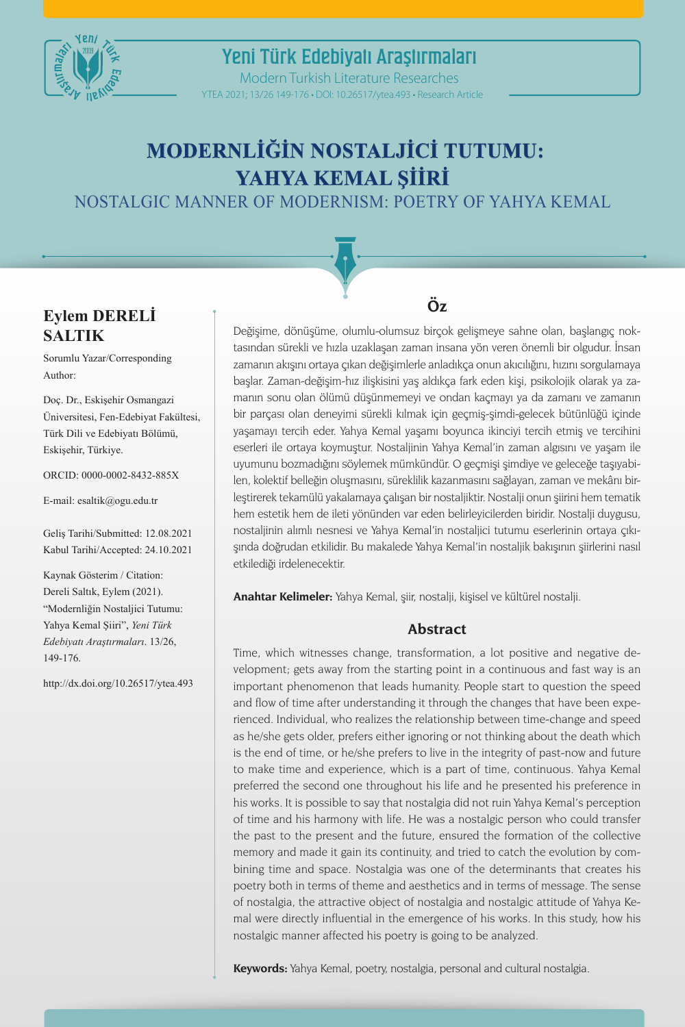# MODERNLİĞİN NOSTALJİCİ TUTUMU: YAHYA KEMAL ŞİİRİ

## NOSTALGIC MANNER OF MODERNISM: POETRY OF YAHYA KEMAL

**Eylem DERELİ SALTIK**

Sorumlu Yazar/Corresponding Author:

Doç. Dr., Eskişehir Osmangazi Üniversitesi, Fen-Edebiyat Fakültesi, Türk Dili ve Edebiyatı Bölümü, Eskişehir, Türkiye.

ORCID: 0000-0002-8432-885X

E-mail: esaltik@ogu.edu.tr

Geliş Tarihi/Submitted: 12.08.2021
Kabul Tarihi/Accepted: 24.10.2021

Kaynak Gösterim / Citation:
Dereli Saltık, Eylem (2021). "Modernliğin Nostaljici Tutumu: Yahya Kemal Şiiri", *Yeni Türk Edebiyatı Araştırmaları*. 13/26, 149-176.

http://dx.doi.org/10.26517/ytea.493

### Öz

Değişime, dönüşüme, olumlu-olumsuz birçok gelişmeye sahne olan, başlangıç noktasından sürekli ve hızla uzaklaşan zaman insana yön veren önemli bir olgudur. İnsan zamanın akışını ortaya çıkan değişimlerle anladıkça onun akıcılığını, hızını sorgulamaya başlar. Zaman-değişim-hız ilişkisini yaş aldıkça fark eden kişi, psikolojik olarak ya zamanın sonu olan ölümü düşünmemeyi ve ondan kaçmayı ya da zamanı ve zamanın bir parçası olan deneyimi sürekli kılmak için geçmiş-şimdi-gelecek bütünlüğü içinde yaşamayı tercih eder. Yahya Kemal yaşamı boyunca ikinciyi tercih etmiş ve tercihini eserleri ile ortaya koymuştur. Nostaljinin Yahya Kemal'in zaman algısını ve yaşam ile uyumunu bozmadığını söylemek mümkündür. O geçmişi şimdiye ve geleceğe taşıyabilen, kolektif belleğin oluşmasını, süreklilik kazanmasını sağlayan, zaman ve mekânı birleştirerek tekamülü yakalamaya çalışan bir nostaljiktir. Nostalji onun şiirini hem tematik hem estetik hem de ileti yönünden var eden belirleyicilerden biridir. Nostalji duygusu, nostaljinin alımlı nesnesi ve Yahya Kemal'in nostaljici tutumu eserlerinin ortaya çıkışında doğrudan etkilidir. Bu makalede Yahya Kemal'in nostaljik bakışının şiirlerini nasıl etkilediği irdelenecektir.

**Anahtar Kelimeler:** Yahya Kemal, şiir, nostalji, kişisel ve kültürel nostalji.

### Abstract

Time, which witnesses change, transformation, a lot positive and negative development; gets away from the starting point in a continuous and fast way is an important phenomenon that leads humanity. People start to question the speed and flow of time after understanding it through the changes that have been experienced. Individual, who realizes the relationship between time-change and speed as he/she gets older, prefers either ignoring or not thinking about the death which is the end of time, or he/she prefers to live in the integrity of past-now and future to make time and experience, which is a part of time, continuous. Yahya Kemal preferred the second one throughout his life and he presented his preference in his works. It is possible to say that nostalgia did not ruin Yahya Kemal's perception of time and his harmony with life. He was a nostalgic person who could transfer the past to the present and the future, ensured the formation of the collective memory and made it gain its continuity, and tried to catch the evolution by combining time and space. Nostalgia was one of the determinants that creates his poetry both in terms of theme and aesthetics and in terms of message. The sense of nostalgia, the attractive object of nostalgia and nostalgic attitude of Yahya Kemal were directly influential in the emergence of his works. In this study, how his nostalgic manner affected his poetry is going to be analyzed.

**Keywords:** Yahya Kemal, poetry, nostalgia, personal and cultural nostalgia.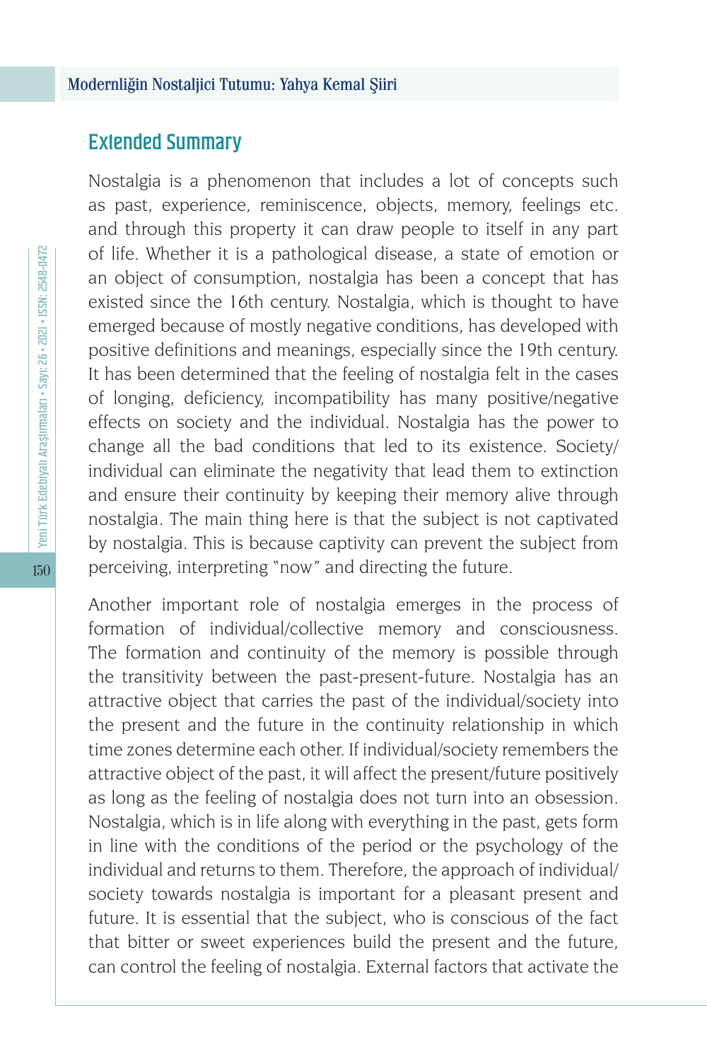## Extended Summary

Nostalgia is a phenomenon that includes a lot of concepts such as past, experience, reminiscence, objects, memory, feelings etc. and through this property it can draw people to itself in any part of life. Whether it is a pathological disease, a state of emotion or an object of consumption, nostalgia has been a concept that has existed since the 16th century. Nostalgia, which is thought to have emerged because of mostly negative conditions, has developed with positive definitions and meanings, especially since the 19th century. It has been determined that the feeling of nostalgia felt in the cases of longing, deficiency, incompatibility has many positive/negative effects on society and the individual. Nostalgia has the power to change all the bad conditions that led to its existence. Society/individual can eliminate the negativity that lead them to extinction and ensure their continuity by keeping their memory alive through nostalgia. The main thing here is that the subject is not captivated by nostalgia. This is because captivity can prevent the subject from perceiving, interpreting "now" and directing the future.

Another important role of nostalgia emerges in the process of formation of individual/collective memory and consciousness. The formation and continuity of the memory is possible through the transitivity between the past-present-future. Nostalgia has an attractive object that carries the past of the individual/society into the present and the future in the continuity relationship in which time zones determine each other. If individual/society remembers the attractive object of the past, it will affect the present/future positively as long as the feeling of nostalgia does not turn into an obsession. Nostalgia, which is in life along with everything in the past, gets form in line with the conditions of the period or the psychology of the individual and returns to them. Therefore, the approach of individual/society towards nostalgia is important for a pleasant present and future. It is essential that the subject, who is conscious of the fact that bitter or sweet experiences build the present and the future, can control the feeling of nostalgia. External factors that activate the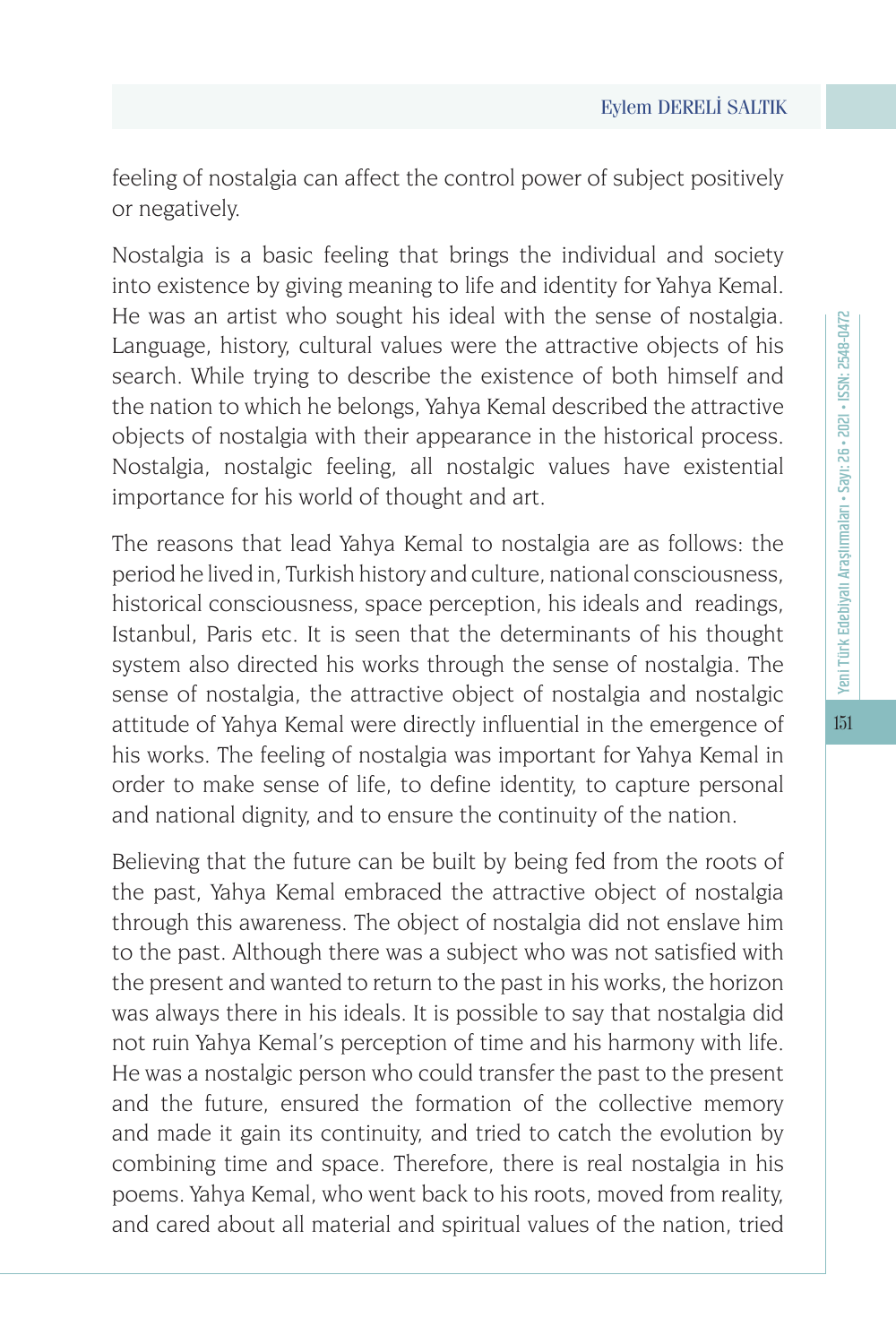feeling of nostalgia can affect the control power of subject positively or negatively.

Nostalgia is a basic feeling that brings the individual and society into existence by giving meaning to life and identity for Yahya Kemal. He was an artist who sought his ideal with the sense of nostalgia. Language, history, cultural values were the attractive objects of his search. While trying to describe the existence of both himself and the nation to which he belongs, Yahya Kemal described the attractive objects of nostalgia with their appearance in the historical process. Nostalgia, nostalgic feeling, all nostalgic values have existential importance for his world of thought and art.

The reasons that lead Yahya Kemal to nostalgia are as follows: the period he lived in, Turkish history and culture, national consciousness, historical consciousness, space perception, his ideals and readings, Istanbul, Paris etc. It is seen that the determinants of his thought system also directed his works through the sense of nostalgia. The sense of nostalgia, the attractive object of nostalgia and nostalgic attitude of Yahya Kemal were directly influential in the emergence of his works. The feeling of nostalgia was important for Yahya Kemal in order to make sense of life, to define identity, to capture personal and national dignity, and to ensure the continuity of the nation.

Believing that the future can be built by being fed from the roots of the past, Yahya Kemal embraced the attractive object of nostalgia through this awareness. The object of nostalgia did not enslave him to the past. Although there was a subject who was not satisfied with the present and wanted to return to the past in his works, the horizon was always there in his ideals. It is possible to say that nostalgia did not ruin Yahya Kemal's perception of time and his harmony with life. He was a nostalgic person who could transfer the past to the present and the future, ensured the formation of the collective memory and made it gain its continuity, and tried to catch the evolution by combining time and space. Therefore, there is real nostalgia in his poems. Yahya Kemal, who went back to his roots, moved from reality, and cared about all material and spiritual values of the nation, tried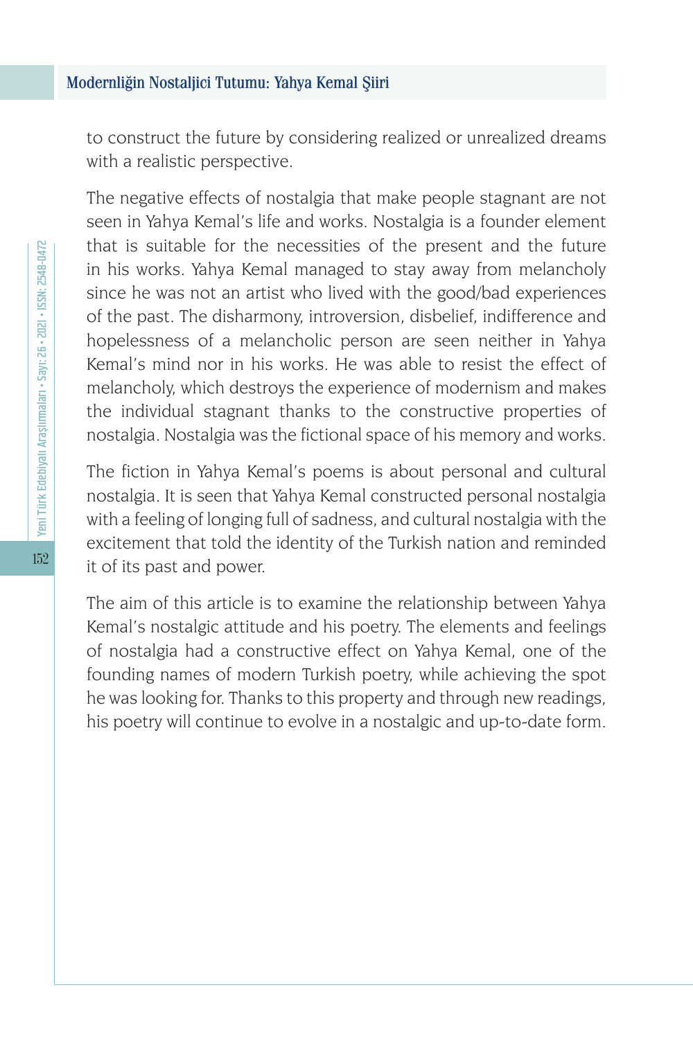to construct the future by considering realized or unrealized dreams with a realistic perspective.

The negative effects of nostalgia that make people stagnant are not seen in Yahya Kemal's life and works. Nostalgia is a founder element that is suitable for the necessities of the present and the future in his works. Yahya Kemal managed to stay away from melancholy since he was not an artist who lived with the good/bad experiences of the past. The disharmony, introversion, disbelief, indifference and hopelessness of a melancholic person are seen neither in Yahya Kemal's mind nor in his works. He was able to resist the effect of melancholy, which destroys the experience of modernism and makes the individual stagnant thanks to the constructive properties of nostalgia. Nostalgia was the fictional space of his memory and works.

The fiction in Yahya Kemal's poems is about personal and cultural nostalgia. It is seen that Yahya Kemal constructed personal nostalgia with a feeling of longing full of sadness, and cultural nostalgia with the excitement that told the identity of the Turkish nation and reminded it of its past and power.

The aim of this article is to examine the relationship between Yahya Kemal's nostalgic attitude and his poetry. The elements and feelings of nostalgia had a constructive effect on Yahya Kemal, one of the founding names of modern Turkish poetry, while achieving the spot he was looking for. Thanks to this property and through new readings, his poetry will continue to evolve in a nostalgic and up-to-date form.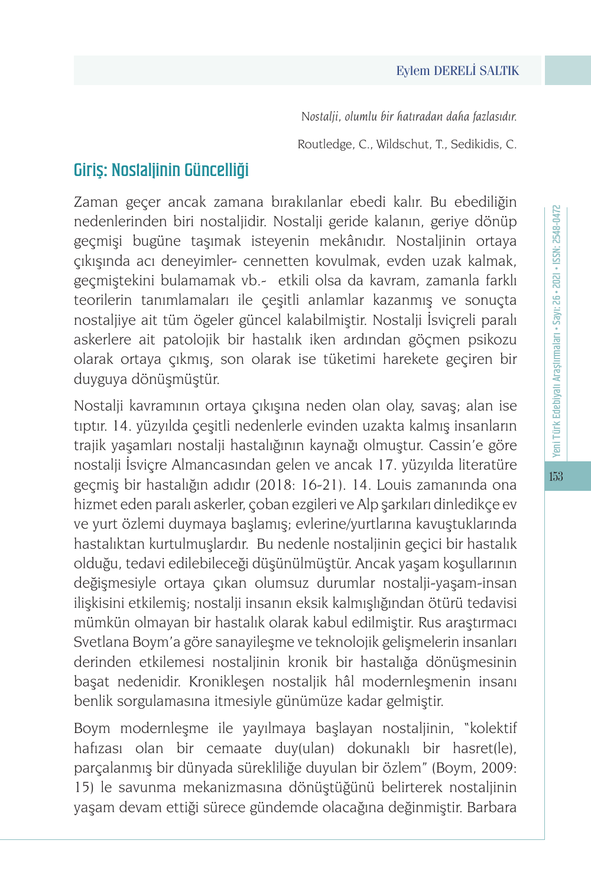*Nostalji, olumlu bir hatıradan daha fazlasıdır.*

Routledge, C., Wildschut, T., Sedikidis, C.

## Giriş: Nostaljinin Güncelliği

Zaman geçer ancak zamana bırakılanlar ebedi kalır. Bu ebediliğin nedenlerinden biri nostaljidir. Nostalji geride kalanın, geriye dönüp geçmişi bugüne taşımak isteyenin mekânıdır. Nostaljinin ortaya çıkışında acı deneyimler- cennetten kovulmak, evden uzak kalmak, geçmiştekini bulamamak vb.- etkili olsa da kavram, zamanla farklı teorilerin tanımlamaları ile çeşitli anlamlar kazanmış ve sonuçta nostaljiye ait tüm ögeler güncel kalabilmiştir. Nostalji İsviçreli paralı askerlere ait patolojik bir hastalık iken ardından göçmen psikozu olarak ortaya çıkmış, son olarak ise tüketimi harekete geçiren bir duyguya dönüşmüştür.

Nostalji kavramının ortaya çıkışına neden olan olay, savaş; alan ise tıptır. 14. yüzyılda çeşitli nedenlerle evinden uzakta kalmış insanların trajik yaşamları nostalji hastalığının kaynağı olmuştur. Cassin'e göre nostalji İsviçre Almancasından gelen ve ancak 17. yüzyılda literatüre geçmiş bir hastalığın adıdır (2018: 16-21). 14. Louis zamanında ona hizmet eden paralı askerler, çoban ezgileri ve Alp şarkıları dinledikçe ev ve yurt özlemi duymaya başlamış; evlerine/yurtlarına kavuştuklarında hastalıktan kurtulmuşlardır. Bu nedenle nostaljinin geçici bir hastalık olduğu, tedavi edilebileceği düşünülmüştür. Ancak yaşam koşullarının değişmesiyle ortaya çıkan olumsuz durumlar nostalji-yaşam-insan ilişkisini etkilemiş; nostalji insanın eksik kalmışlığından ötürü tedavisi mümkün olmayan bir hastalık olarak kabul edilmiştir. Rus araştırmacı Svetlana Boym'a göre sanayileşme ve teknolojik gelişmelerin insanları derinden etkilemesi nostaljinin kronik bir hastalığa dönüşmesinin başat nedenidir. Kronikleşen nostaljik hâl modernleşmenin insanı benlik sorgulamasına itmesiyle günümüze kadar gelmiştir.

Boym modernleşme ile yayılmaya başlayan nostaljinin, "kolektif hafızası olan bir cemaate duy(ulan) dokunaklı bir hasret(le), parçalanmış bir dünyada sürekliliğe duyulan bir özlem" (Boym, 2009: 15) le savunma mekanizmasına dönüştüğünü belirterek nostaljinin yaşam devam ettiği sürece gündemde olacağına değinmiştir. Barbara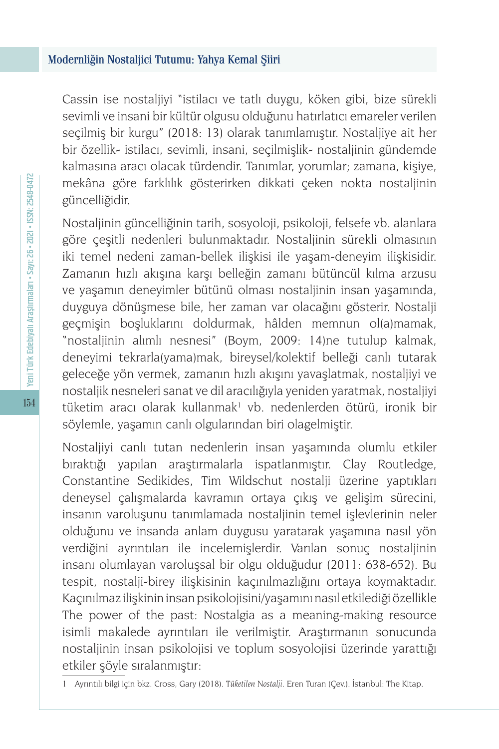Cassin ise nostaljiyi "istilacı ve tatlı duygu, köken gibi, bize sürekli sevimli ve insani bir kültür olgusu olduğunu hatırlatıcı emareler verilen seçilmiş bir kurgu" (2018: 13) olarak tanımlamıştır. Nostaljiye ait her bir özellik- istilacı, sevimli, insani, seçilmişlik- nostaljinin gündemde kalmasına aracı olacak türdendir. Tanımlar, yorumlar; zamana, kişiye, mekâna göre farklılık gösterirken dikkati çeken nokta nostaljinin güncelliğidir.

Nostaljinin güncelliğinin tarih, sosyoloji, psikoloji, felsefe vb. alanlara göre çeşitli nedenleri bulunmaktadır. Nostaljinin sürekli olmasının iki temel nedeni zaman-bellek ilişkisi ile yaşam-deneyim ilişkisidir. Zamanın hızlı akışına karşı belleğin zamanı bütüncül kılma arzusu ve yaşamın deneyimler bütünü olması nostaljinin insan yaşamında, duyguya dönüşmese bile, her zaman var olacağını gösterir. Nostalji geçmişin boşluklarını doldurmak, hâlden memnun ol(a)mamak, "nostaljinin alımlı nesnesi" (Boym, 2009: 14)ne tutulup kalmak, deneyimi tekrarla(yama)mak, bireysel/kolektif belleği canlı tutarak geleceğe yön vermek, zamanın hızlı akışını yavaşlatmak, nostaljiyi ve nostaljik nesneleri sanat ve dil aracılığıyla yeniden yaratmak, nostaljiyi tüketim aracı olarak kullanmak[1] vb. nedenlerden ötürü, ironik bir söylemle, yaşamın canlı olgularından biri olagelmiştir.

Nostaljiyi canlı tutan nedenlerin insan yaşamında olumlu etkiler bıraktığı yapılan araştırmalarla ispatlanmıştır. Clay Routledge, Constantine Sedikides, Tim Wildschut nostalji üzerine yaptıkları deneysel çalışmalarda kavramın ortaya çıkış ve gelişim sürecini, insanın varoluşunu tanımlamada nostaljinin temel işlevlerinin neler olduğunu ve insanda anlam duygusu yaratarak yaşamına nasıl yön verdiğini ayrıntıları ile incelemişlerdir. Varılan sonuç nostaljinin insanı olumlayan varoluşsal bir olgu olduğudur (2011: 638-652). Bu tespit, nostalji-birey ilişkisinin kaçınılmazlığını ortaya koymaktadır. Kaçınılmaz ilişkinin insan psikolojisini/yaşamını nasıl etkilediği özellikle The power of the past: Nostalgia as a meaning-making resource isimli makalede ayrıntıları ile verilmiştir. Araştırmanın sonucunda nostaljinin insan psikolojisi ve toplum sosyolojisi üzerinde yarattığı etkiler şöyle sıralanmıştır:

---

1 Ayrıntılı bilgi için bkz. Cross, Gary (2018). *Tüketilen Nostalji*. Eren Turan (Çev.). İstanbul: The Kitap.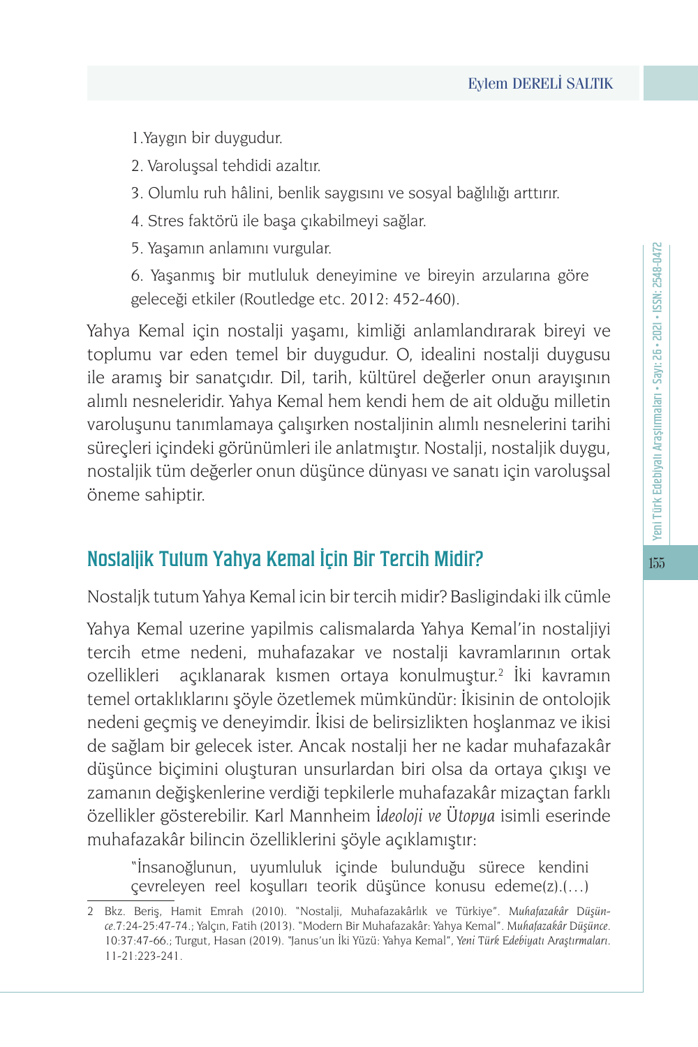1.Yaygın bir duygudur.

2. Varoluşsal tehdidi azaltır.

3. Olumlu ruh hâlini, benlik saygısını ve sosyal bağlılığı arttırır.

4. Stres faktörü ile başa çıkabilmeyi sağlar.

5. Yaşamın anlamını vurgular.

6. Yaşanmış bir mutluluk deneyimine ve bireyin arzularına göre geleceği etkiler (Routledge etc. 2012: 452-460).

Yahya Kemal için nostalji yaşamı, kimliği anlamlandırarak bireyi ve toplumu var eden temel bir duygudur. O, idealini nostalji duygusu ile aramış bir sanatçıdır. Dil, tarih, kültürel değerler onun arayışının alımlı nesneleridir. Yahya Kemal hem kendi hem de ait olduğu milletin varoluşunu tanımlamaya çalışırken nostaljinin alımlı nesnelerini tarihi süreçleri içindeki görünümleri ile anlatmıştır. Nostalji, nostaljik duygu, nostaljik tüm değerler onun düşünce dünyası ve sanatı için varoluşsal öneme sahiptir.

## Nostaljik Tutum Yahya Kemal İçin Bir Tercih Midir?

Nostaljk tutum Yahya Kemal icin bir tercih midir? Basligindaki ilk cümle

Yahya Kemal uzerine yapilmis calismalarda Yahya Kemal'in nostaljiyi tercih etme nedeni, muhafazakar ve nostalji kavramlarının ortak ozellikleri açıklanarak kısmen ortaya konulmuştur.[2] İki kavramın temel ortaklıklarını şöyle özetlemek mümkündür: İkisinin de ontolojik nedeni geçmiş ve deneyimdir. İkisi de belirsizlikten hoşlanmaz ve ikisi de sağlam bir gelecek ister. Ancak nostalji her ne kadar muhafazakâr düşünce biçimini oluşturan unsurlardan biri olsa da ortaya çıkışı ve zamanın değişkenlerine verdiği tepkilerle muhafazakâr mizaçtan farklı özellikler gösterebilir. Karl Mannheim *İdeoloji ve Ütopya* isimli eserinde muhafazakâr bilincin özelliklerini şöyle açıklamıştır:

> "İnsanoğlunun, uyumluluk içinde bulunduğu sürece kendini çevreleyen reel koşulları teorik düşünce konusu edeme(z).(…)

2 Bkz. Beriş, Hamit Emrah (2010). "Nostalji, Muhafazakârlık ve Türkiye". *Muhafazakâr Düşünce*.7:24-25:47-74.; Yalçın, Fatih (2013). "Modern Bir Muhafazakâr: Yahya Kemal". *Muhafazakâr Düşünce*. 10:37:47-66.; Turgut, Hasan (2019). "Janus'un İki Yüzü: Yahya Kemal", *Yeni Türk Edebiyatı Araştırmaları*. 11-21:223-241.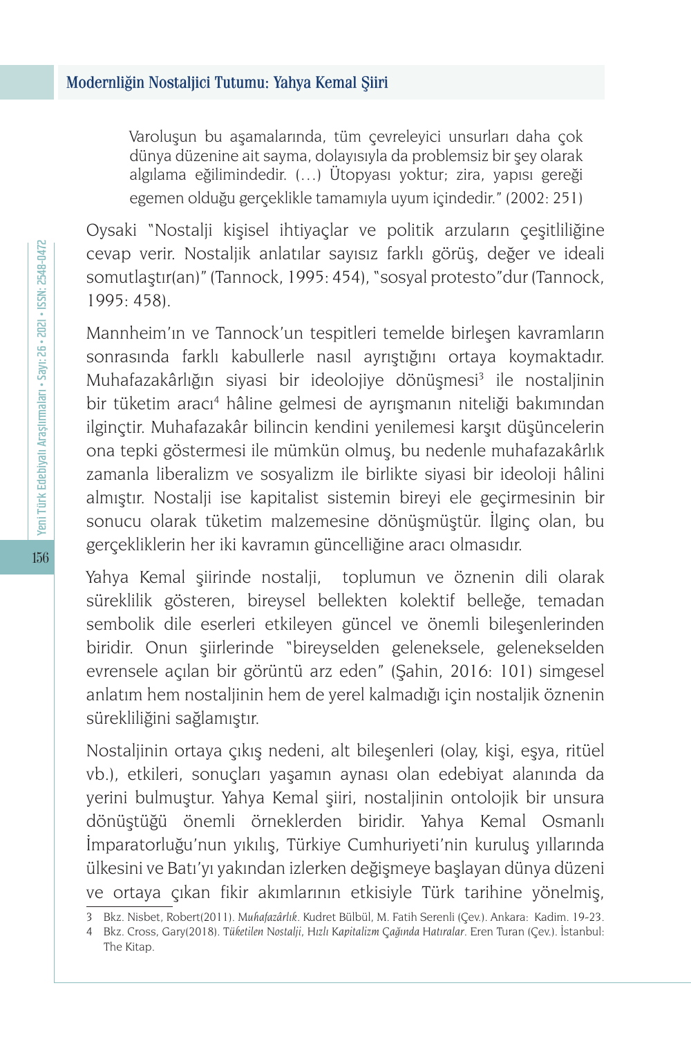> Varoluşun bu aşamalarında, tüm çevreleyici unsurları daha çok dünya düzenine ait sayma, dolayısıyla da problemsiz bir şey olarak algılama eğilimindedir. (…) Ütopyası yoktur; zira, yapısı gereği egemen olduğu gerçeklikle tamamıyla uyum içindedir." (2002: 251)

Oysaki "Nostalji kişisel ihtiyaçlar ve politik arzuların çeşitliliğine cevap verir. Nostaljik anlatılar sayısız farklı görüş, değer ve ideali somutlaştır(an)" (Tannock, 1995: 454), "sosyal protesto"dur (Tannock, 1995: 458).

Mannheim'ın ve Tannock'un tespitleri temelde birleşen kavramların sonrasında farklı kabullerle nasıl ayrıştığını ortaya koymaktadır. Muhafazakârlığın siyasi bir ideolojiye dönüşmesi[3] ile nostaljinin bir tüketim aracı[4] hâline gelmesi de ayrışmanın niteliği bakımından ilginçtir. Muhafazakâr bilincin kendini yenilemesi karşıt düşüncelerin ona tepki göstermesi ile mümkün olmuş, bu nedenle muhafazakârlık zamanla liberalizm ve sosyalizm ile birlikte siyasi bir ideoloji hâlini almıştır. Nostalji ise kapitalist sistemin bireyi ele geçirmesinin bir sonucu olarak tüketim malzemesine dönüşmüştür. İlginç olan, bu gerçekliklerin her iki kavramın güncelliğine aracı olmasıdır.

Yahya Kemal şiirinde nostalji, toplumun ve öznenin dili olarak süreklilik gösteren, bireysel bellekten kolektif belleğe, temadan sembolik dile eserleri etkileyen güncel ve önemli bileşenlerinden biridir. Onun şiirlerinde "bireyselden geleneksele, gelenekselden evrensele açılan bir görüntü arz eden" (Şahin, 2016: 101) simgesel anlatım hem nostaljinin hem de yerel kalmadığı için nostaljik öznenin sürekliliğini sağlamıştır.

Nostaljinin ortaya çıkış nedeni, alt bileşenleri (olay, kişi, eşya, ritüel vb.), etkileri, sonuçları yaşamın aynası olan edebiyat alanında da yerini bulmuştur. Yahya Kemal şiiri, nostaljinin ontolojik bir unsura dönüştüğü önemli örneklerden biridir. Yahya Kemal Osmanlı İmparatorluğu'nun yıkılış, Türkiye Cumhuriyeti'nin kuruluş yıllarında ülkesini ve Batı'yı yakından izlerken değişmeye başlayan dünya düzeni ve ortaya çıkan fikir akımlarının etkisiyle Türk tarihine yönelmiş,

---

3 Bkz. Nisbet, Robert(2011). *Muhafazârlık*. Kudret Bülbül, M. Fatih Serenli (Çev.). Ankara: Kadim. 19-23.

4 Bkz. Cross, Gary(2018). *Tüketilen Nostalji, Hızlı Kapitalizm Çağında Hatıralar*. Eren Turan (Çev.). İstanbul: The Kitap.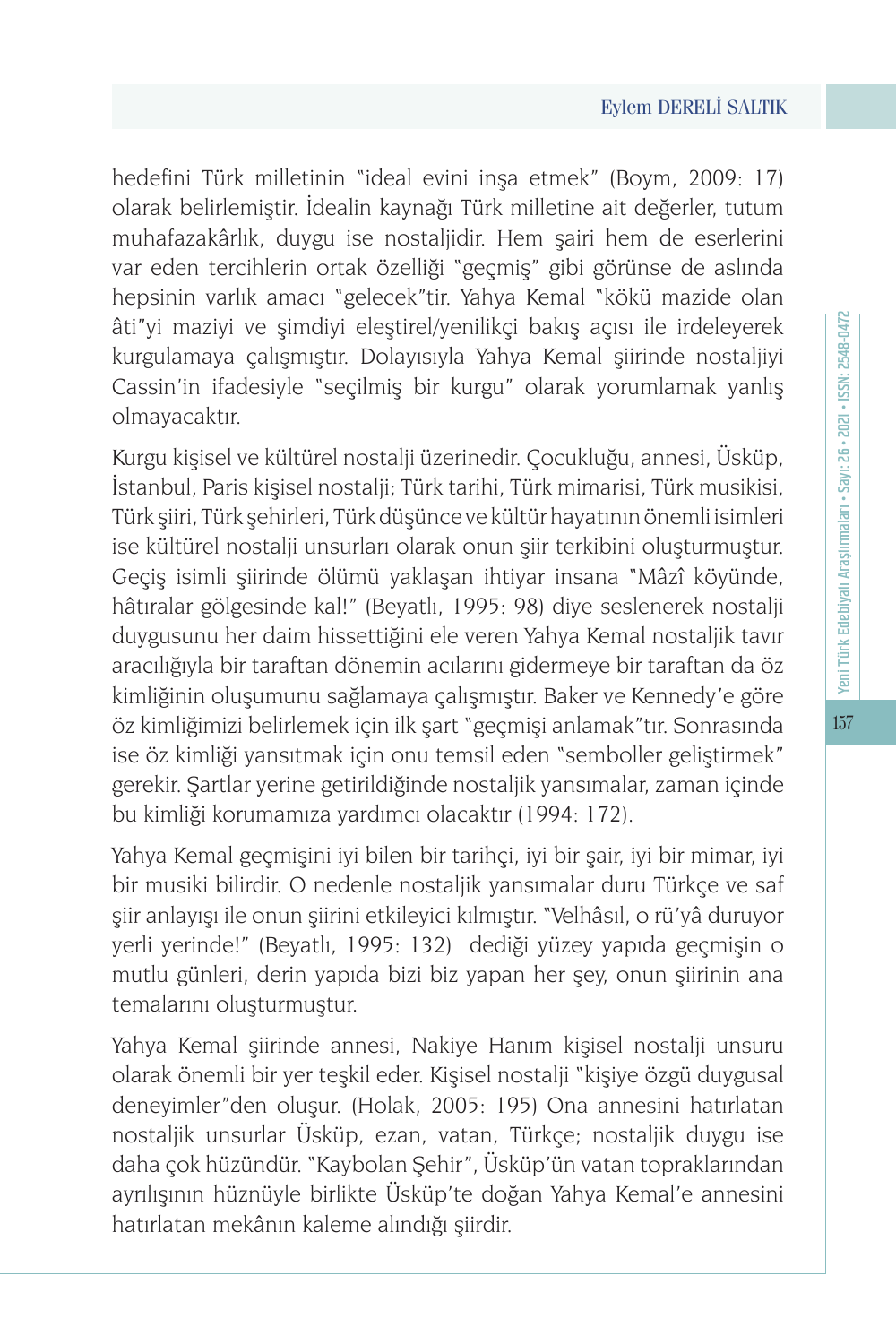hedefini Türk milletinin "ideal evini inşa etmek" (Boym, 2009: 17) olarak belirlemiştir. İdealin kaynağı Türk milletine ait değerler, tutum muhafazakârlık, duygu ise nostaljidir. Hem şairi hem de eserlerini var eden tercihlerin ortak özelliği "geçmiş" gibi görünse de aslında hepsinin varlık amacı "gelecek"tir. Yahya Kemal "kökü mazide olan âti"yi maziyi ve şimdiyi eleştirel/yenilikçi bakış açısı ile irdeleyerek kurgulamaya çalışmıştır. Dolayısıyla Yahya Kemal şiirinde nostaljiyi Cassin'in ifadesiyle "seçilmiş bir kurgu" olarak yorumlamak yanlış olmayacaktır.

Kurgu kişisel ve kültürel nostalji üzerinedir. Çocukluğu, annesi, Üsküp, İstanbul, Paris kişisel nostalji; Türk tarihi, Türk mimarisi, Türk musikisi, Türk şiiri, Türk şehirleri, Türk düşünce ve kültür hayatının önemli isimleri ise kültürel nostalji unsurları olarak onun şiir terkibini oluşturmuştur. Geçiş isimli şiirinde ölümü yaklaşan ihtiyar insana "Mâzî köyünde, hâtıralar gölgesinde kal!" (Beyatlı, 1995: 98) diye seslenerek nostalji duygusunu her daim hissettiğini ele veren Yahya Kemal nostaljik tavır aracılığıyla bir taraftan dönemin acılarını gidermeye bir taraftan da öz kimliğinin oluşumunu sağlamaya çalışmıştır. Baker ve Kennedy'e göre öz kimliğimizi belirlemek için ilk şart "geçmişi anlamak"tır. Sonrasında ise öz kimliği yansıtmak için onu temsil eden "semboller geliştirmek" gerekir. Şartlar yerine getirildiğinde nostaljik yansımalar, zaman içinde bu kimliği korumamıza yardımcı olacaktır (1994: 172).

Yahya Kemal geçmişini iyi bilen bir tarihçi, iyi bir şair, iyi bir mimar, iyi bir musiki bilirdir. O nedenle nostaljik yansımalar duru Türkçe ve saf şiir anlayışı ile onun şiirini etkileyici kılmıştır. "Velhâsıl, o rü'yâ duruyor yerli yerinde!" (Beyatlı, 1995: 132) dediği yüzey yapıda geçmişin o mutlu günleri, derin yapıda bizi biz yapan her şey, onun şiirinin ana temalarını oluşturmuştur.

Yahya Kemal şiirinde annesi, Nakiye Hanım kişisel nostalji unsuru olarak önemli bir yer teşkil eder. Kişisel nostalji "kişiye özgü duygusal deneyimler"den oluşur. (Holak, 2005: 195) Ona annesini hatırlatan nostaljik unsurlar Üsküp, ezan, vatan, Türkçe; nostaljik duygu ise daha çok hüzündür. "Kaybolan Şehir", Üsküp'ün vatan topraklarından ayrılışının hüznüyle birlikte Üsküp'te doğan Yahya Kemal'e annesini hatırlatan mekânın kaleme alındığı şiirdir.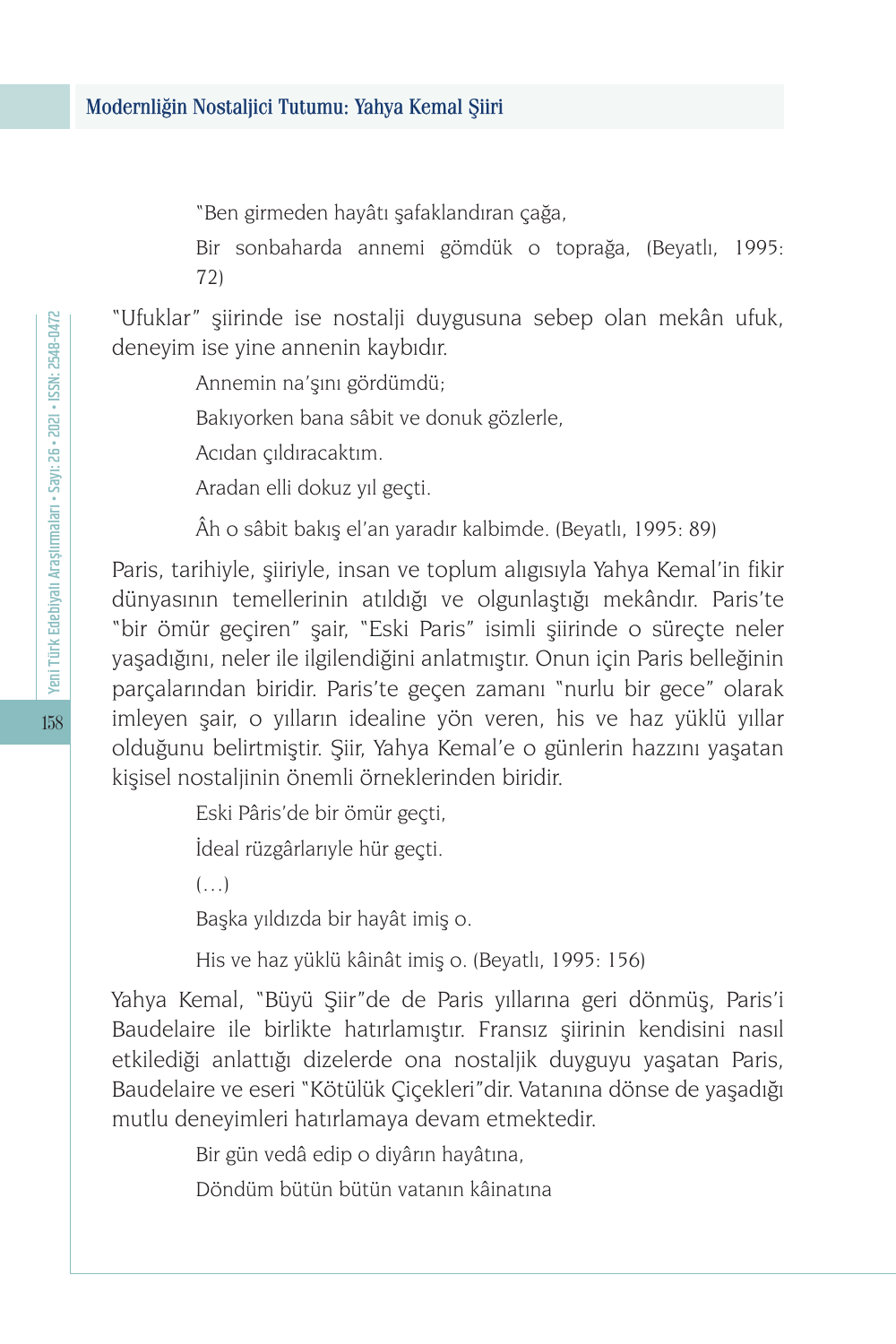"Ben girmeden hayâtı şafaklandıran çağa,

Bir sonbaharda annemi gömdük o toprağa, (Beyatlı, 1995: 72)

"Ufuklar" şiirinde ise nostalji duygusuna sebep olan mekân ufuk, deneyim ise yine annenin kaybıdır.

Annemin na'şını gördümdü;

Bakıyorken bana sâbit ve donuk gözlerle,

Acıdan çıldıracaktım.

Aradan elli dokuz yıl geçti.

Âh o sâbit bakış el'an yaradır kalbimde. (Beyatlı, 1995: 89)

Paris, tarihiyle, şiiriyle, insan ve toplum algısıyla Yahya Kemal'in fikir dünyasının temellerinin atıldığı ve olgunlaştığı mekândır. Paris'te "bir ömür geçiren" şair, "Eski Paris" isimli şiirinde o süreçte neler yaşadığını, neler ile ilgilendiğini anlatmıştır. Onun için Paris belleğinin parçalarından biridir. Paris'te geçen zamanı "nurlu bir gece" olarak imleyen şair, o yılların idealine yön veren, his ve haz yüklü yıllar olduğunu belirtmiştir. Şiir, Yahya Kemal'e o günlerin hazzını yaşatan kişisel nostaljinin önemli örneklerinden biridir.

Eski Pâris'de bir ömür geçti,

İdeal rüzgârlarıyle hür geçti.

(…)

Başka yıldızda bir hayât imiş o.

His ve haz yüklü kâinât imiş o. (Beyatlı, 1995: 156)

Yahya Kemal, "Büyü Şiir"de de Paris yıllarına geri dönmüş, Paris'i Baudelaire ile birlikte hatırlamıştır. Fransız şiirinin kendisini nasıl etkilediği anlattığı dizelerde ona nostaljik duyguyu yaşatan Paris, Baudelaire ve eseri "Kötülük Çiçekleri"dir. Vatanına dönse de yaşadığı mutlu deneyimleri hatırlamaya devam etmektedir.

Bir gün vedâ edip o diyârın hayâtına,

Döndüm bütün bütün vatanın kâinatına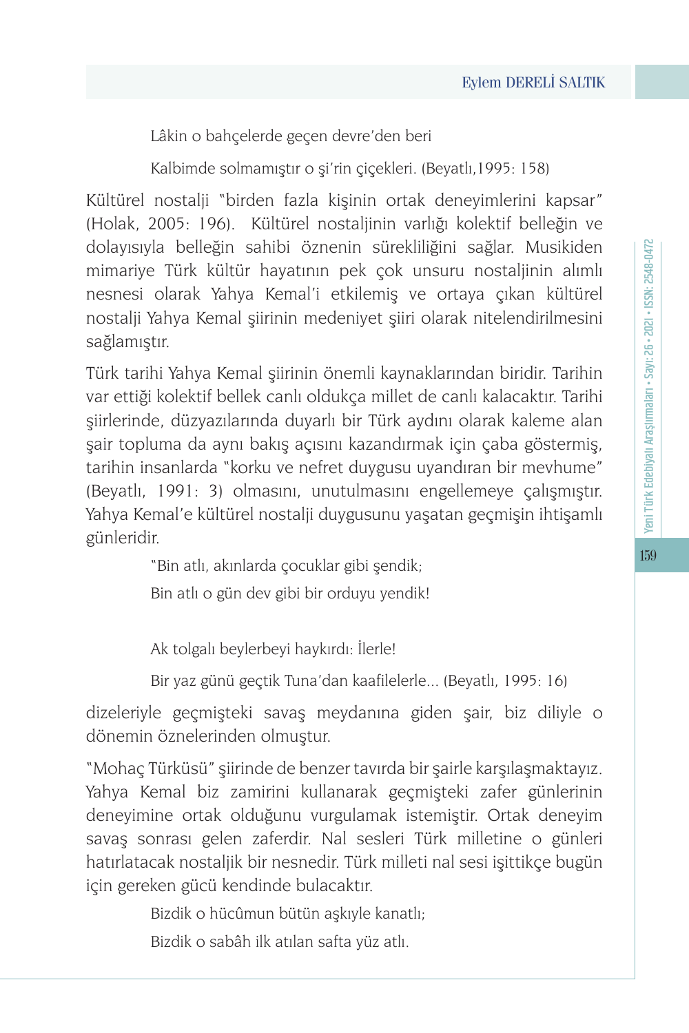Lâkin o bahçelerde geçen devre'den beri

Kalbimde solmamıştır o şi'rin çiçekleri. (Beyatlı,1995: 158)

Kültürel nostalji "birden fazla kişinin ortak deneyimlerini kapsar" (Holak, 2005: 196). Kültürel nostaljinin varlığı kolektif belleğin ve dolayısıyla belleğin sahibi öznenin sürekliliğini sağlar. Musikiden mimariye Türk kültür hayatının pek çok unsuru nostaljinin alımlı nesnesi olarak Yahya Kemal'i etkilemiş ve ortaya çıkan kültürel nostalji Yahya Kemal şiirinin medeniyet şiiri olarak nitelendirilmesini sağlamıştır.

Türk tarihi Yahya Kemal şiirinin önemli kaynaklarından biridir. Tarihin var ettiği kolektif bellek canlı oldukça millet de canlı kalacaktır. Tarihi şiirlerinde, düzyazılarında duyarlı bir Türk aydını olarak kaleme alan şair topluma da aynı bakış açısını kazandırmak için çaba göstermiş, tarihin insanlarda "korku ve nefret duygusu uyandıran bir mevhume" (Beyatlı, 1991: 3) olmasını, unutulmasını engellemeye çalışmıştır. Yahya Kemal'e kültürel nostalji duygusunu yaşatan geçmişin ihtişamlı günleridir.

"Bin atlı, akınlarda çocuklar gibi şendik;

Bin atlı o gün dev gibi bir orduyu yendik!

Ak tolgalı beylerbeyi haykırdı: İlerle!

Bir yaz günü geçtik Tuna'dan kaafilelerle... (Beyatlı, 1995: 16)

dizeleriyle geçmişteki savaş meydanına giden şair, biz diliyle o dönemin öznelerinden olmuştur.

"Mohaç Türküsü" şiirinde de benzer tavırda bir şairle karşılaşmaktayız. Yahya Kemal biz zamirini kullanarak geçmişteki zafer günlerinin deneyimine ortak olduğunu vurgulamak istemiştir. Ortak deneyim savaş sonrası gelen zaferdir. Nal sesleri Türk milletine o günleri hatırlatacak nostaljik bir nesnedir. Türk milleti nal sesi işittikçe bugün için gereken gücü kendinde bulacaktır.

Bizdik o hücûmun bütün aşkıyle kanatlı;

Bizdik o sabâh ilk atılan safta yüz atlı.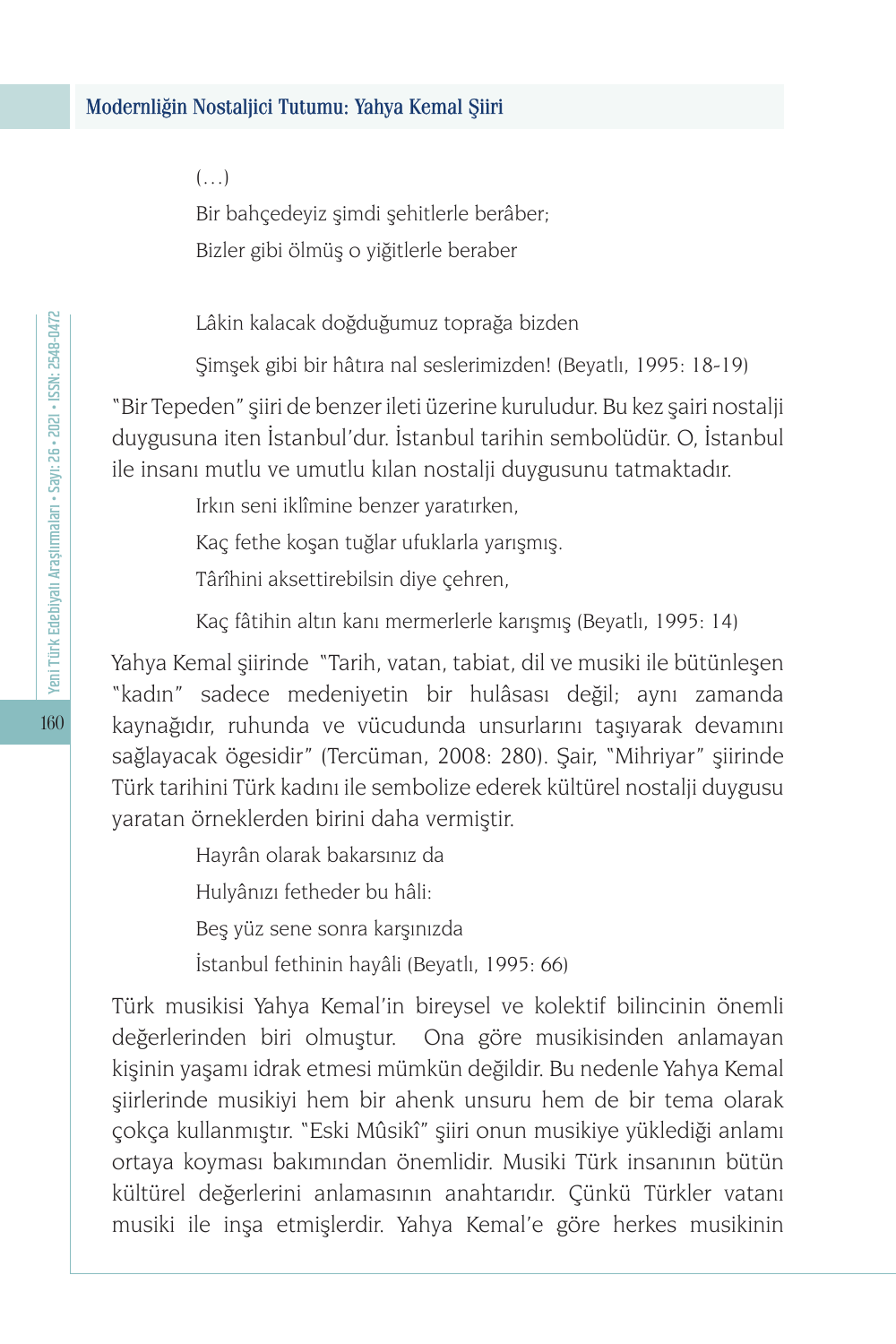(…)

Bir bahçedeyiz şimdi şehitlerle berâber;

Bizler gibi ölmüş o yiğitlerle beraber

Lâkin kalacak doğduğumuz toprağa bizden

Şimşek gibi bir hâtıra nal seslerimizden! (Beyatlı, 1995: 18-19)

"Bir Tepeden" şiiri de benzer ileti üzerine kuruludur. Bu kez şairi nostalji duygusuna iten İstanbul'dur. İstanbul tarihin sembolüdür. O, İstanbul ile insanı mutlu ve umutlu kılan nostalji duygusunu tatmaktadır.

Irkın seni iklîmine benzer yaratırken,

Kaç fethe koşan tuğlar ufuklarla yarışmış.

Târîhini aksettirebilsin diye çehren,

Kaç fâtihin altın kanı mermerlerle karışmış (Beyatlı, 1995: 14)

Yahya Kemal şiirinde "Tarih, vatan, tabiat, dil ve musiki ile bütünleşen "kadın" sadece medeniyetin bir hulâsası değil; aynı zamanda kaynağıdır, ruhunda ve vücudunda unsurlarını taşıyarak devamını sağlayacak ögesidir" (Tercüman, 2008: 280). Şair, "Mihriyar" şiirinde Türk tarihini Türk kadını ile sembolize ederek kültürel nostalji duygusu yaratan örneklerden birini daha vermiştir.

Hayrân olarak bakarsınız da

Hulyânızı fetheder bu hâli:

Beş yüz sene sonra karşınızda

İstanbul fethinin hayâli (Beyatlı, 1995: 66)

Türk musikisi Yahya Kemal'in bireysel ve kolektif bilincinin önemli değerlerinden biri olmuştur. Ona göre musikisinden anlamayan kişinin yaşamı idrak etmesi mümkün değildir. Bu nedenle Yahya Kemal şiirlerinde musikiyi hem bir ahenk unsuru hem de bir tema olarak çokça kullanmıştır. "Eski Mûsikî" şiiri onun musikiye yüklediği anlamı ortaya koyması bakımından önemlidir. Musiki Türk insanının bütün kültürel değerlerini anlamasının anahtarıdır. Çünkü Türkler vatanı musiki ile inşa etmişlerdir. Yahya Kemal'e göre herkes musikinin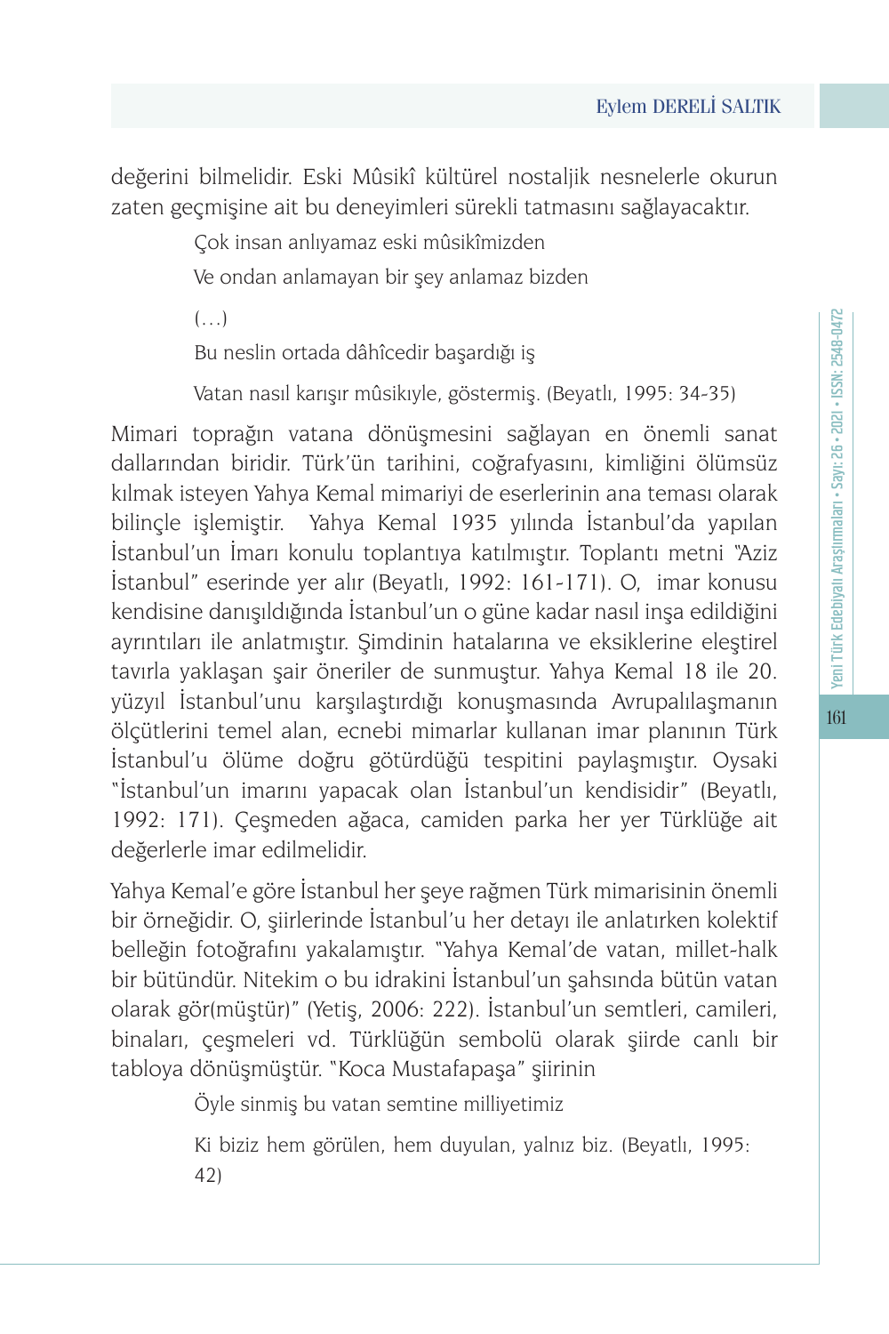değerini bilmelidir. Eski Mûsikî kültürel nostaljik nesnelerle okurun zaten geçmişine ait bu deneyimleri sürekli tatmasını sağlayacaktır.

> Çok insan anlıyamaz eski mûsikîmizden
>
> Ve ondan anlamayan bir şey anlamaz bizden
>
> (…)
>
> Bu neslin ortada dâhîcedir başardığı iş
>
> Vatan nasıl karışır mûsikıyle, göstermiş. (Beyatlı, 1995: 34-35)

Mimari toprağın vatana dönüşmesini sağlayan en önemli sanat dallarından biridir. Türk'ün tarihini, coğrafyasını, kimliğini ölümsüz kılmak isteyen Yahya Kemal mimariyi de eserlerinin ana teması olarak bilinçle işlemiştir. Yahya Kemal 1935 yılında İstanbul'da yapılan İstanbul'un İmarı konulu toplantıya katılmıştır. Toplantı metni "Aziz İstanbul" eserinde yer alır (Beyatlı, 1992: 161-171). O, imar konusu kendisine danışıldığında İstanbul'un o güne kadar nasıl inşa edildiğini ayrıntıları ile anlatmıştır. Şimdinin hatalarına ve eksiklerine eleştirel tavırla yaklaşan şair öneriler de sunmuştur. Yahya Kemal 18 ile 20. yüzyıl İstanbul'unu karşılaştırdığı konuşmasında Avrupalılaşmanın ölçütlerini temel alan, ecnebi mimarlar kullanan imar planının Türk İstanbul'u ölüme doğru götürdüğü tespitini paylaşmıştır. Oysaki "İstanbul'un imarını yapacak olan İstanbul'un kendisidir" (Beyatlı, 1992: 171). Çeşmeden ağaca, camiden parka her yer Türklüğe ait değerlerle imar edilmelidir.

Yahya Kemal'e göre İstanbul her şeye rağmen Türk mimarisinin önemli bir örneğidir. O, şiirlerinde İstanbul'u her detayı ile anlatırken kolektif belleğin fotoğrafını yakalamıştır. "Yahya Kemal'de vatan, millet-halk bir bütündür. Nitekim o bu idrakini İstanbul'un şahsında bütün vatan olarak gör(müştür)" (Yetiş, 2006: 222). İstanbul'un semtleri, camileri, binaları, çeşmeleri vd. Türklüğün sembolü olarak şiirde canlı bir tabloya dönüşmüştür. "Koca Mustafapaşa" şiirinin

> Öyle sinmiş bu vatan semtine milliyetimiz
>
> Ki biziz hem görülen, hem duyulan, yalnız biz. (Beyatlı, 1995: 42)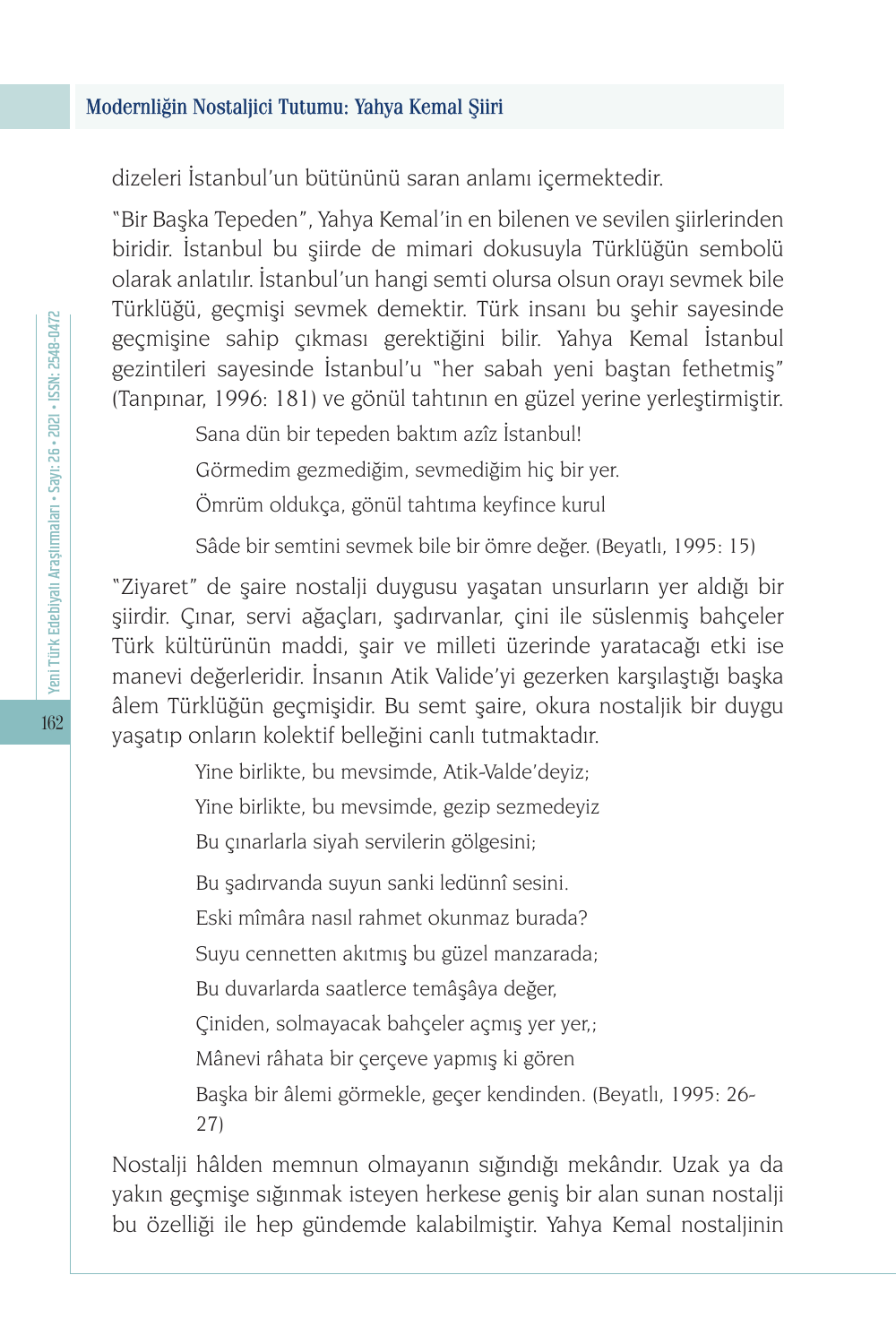dizeleri İstanbul'un bütününü saran anlamı içermektedir.

"Bir Başka Tepeden", Yahya Kemal'in en bilenen ve sevilen şiirlerinden biridir. İstanbul bu şiirde de mimari dokusuyla Türklüğün sembolü olarak anlatılır. İstanbul'un hangi semti olursa olsun orayı sevmek bile Türklüğü, geçmişi sevmek demektir. Türk insanı bu şehir sayesinde geçmişine sahip çıkması gerektiğini bilir. Yahya Kemal İstanbul gezintileri sayesinde İstanbul'u "her sabah yeni baştan fethetmiş" (Tanpınar, 1996: 181) ve gönül tahtının en güzel yerine yerleştirmiştir.

> Sana dün bir tepeden baktım azîz İstanbul!
>
> Görmedim gezmediğim, sevmediğim hiç bir yer.
>
> Ömrüm oldukça, gönül tahtıma keyfince kurul
>
> Sâde bir semtini sevmek bile bir ömre değer. (Beyatlı, 1995: 15)

"Ziyaret" de şaire nostalji duygusu yaşatan unsurların yer aldığı bir şiirdir. Çınar, servi ağaçları, şadırvanlar, çini ile süslenmiş bahçeler Türk kültürünün maddi, şair ve milleti üzerinde yaratacağı etki ise manevi değerleridir. İnsanın Atik Valide'yi gezerken karşılaştığı başka âlem Türklüğün geçmişidir. Bu semt şaire, okura nostaljik bir duygu yaşatıp onların kolektif belleğini canlı tutmaktadır.

> Yine birlikte, bu mevsimde, Atik-Valde'deyiz;
>
> Yine birlikte, bu mevsimde, gezip sezmedeyiz
>
> Bu çınarlarla siyah servilerin gölgesini;
>
> Bu şadırvanda suyun sanki ledünnî sesini.
>
> Eski mîmâra nasıl rahmet okunmaz burada?
>
> Suyu cennetten akıtmış bu güzel manzarada;
>
> Bu duvarlarda saatlerce temâşâya değer,
>
> Çiniden, solmayacak bahçeler açmış yer yer,;
>
> Mânevi râhata bir çerçeve yapmış ki gören
>
> Başka bir âlemi görmekle, geçer kendinden. (Beyatlı, 1995: 26-27)

Nostalji hâlden memnun olmayanın sığındığı mekândır. Uzak ya da yakın geçmişe sığınmak isteyen herkese geniş bir alan sunan nostalji bu özelliği ile hep gündemde kalabilmiştir. Yahya Kemal nostaljinin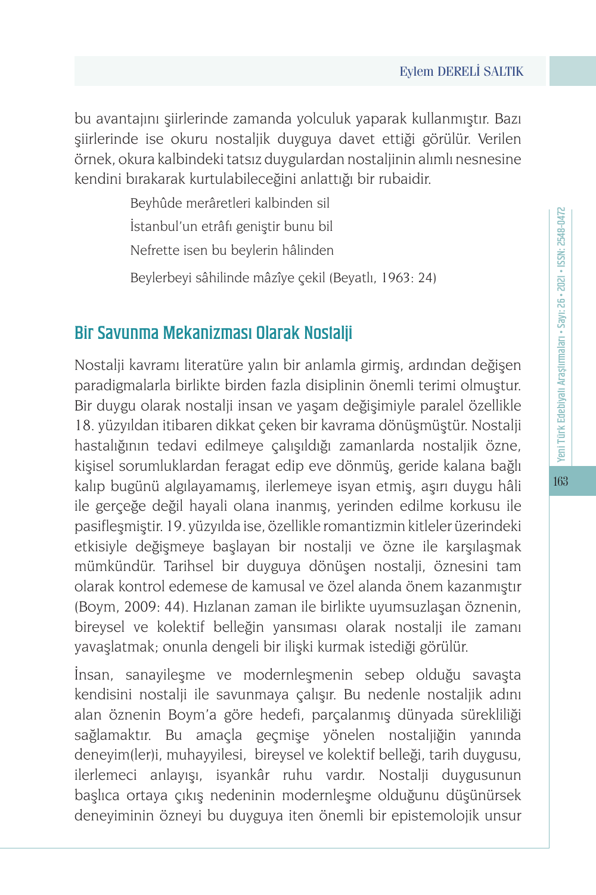bu avantajını şiirlerinde zamanda yolculuk yaparak kullanmıştır. Bazı şiirlerinde ise okuru nostaljik duyguya davet ettiği görülür. Verilen örnek, okura kalbindeki tatsız duygulardan nostaljinin alımlı nesnesine kendini bırakarak kurtulabileceğini anlattığı bir rubaidir.

> Beyhûde merâretleri kalbinden sil
> İstanbul'un etrâfı geniştir bunu bil
> Nefrette isen bu beylerin hâlinden
> Beylerbeyi sâhilinde mâzîye çekil (Beyatlı, 1963: 24)

## Bir Savunma Mekanizması Olarak Nostalji

Nostalji kavramı literatüre yalın bir anlamla girmiş, ardından değişen paradigmalarla birlikte birden fazla disiplinin önemli terimi olmuştur. Bir duygu olarak nostalji insan ve yaşam değişimiyle paralel özellikle 18. yüzyıldan itibaren dikkat çeken bir kavrama dönüşmüştür. Nostalji hastalığının tedavi edilmeye çalışıldığı zamanlarda nostaljik özne, kişisel sorumluklardan feragat edip eve dönmüş, geride kalana bağlı kalıp bugünü algılayamamış, ilerlemeye isyan etmiş, aşırı duygu hâli ile gerçeğe değil hayali olana inanmış, yerinden edilme korkusu ile pasifleşmiştir. 19. yüzyılda ise, özellikle romantizmin kitleler üzerindeki etkisiyle değişmeye başlayan bir nostalji ve özne ile karşılaşmak mümkündür. Tarihsel bir duyguya dönüşen nostalji, öznesini tam olarak kontrol edemese de kamusal ve özel alanda önem kazanmıştır (Boym, 2009: 44). Hızlanan zaman ile birlikte uyumsuzlaşan öznenin, bireysel ve kolektif belleğin yansıması olarak nostalji ile zamanı yavaşlatmak; onunla dengeli bir ilişki kurmak istediği görülür.

İnsan, sanayileşme ve modernleşmenin sebep olduğu savaşta kendisini nostalji ile savunmaya çalışır. Bu nedenle nostaljik adını alan öznenin Boym'a göre hedefi, parçalanmış dünyada sürekliliği sağlamaktır. Bu amaçla geçmişe yönelen nostaljiğin yanında deneyim(ler)i, muhayyilesi, bireysel ve kolektif belleği, tarih duygusu, ilerlemeci anlayışı, isyankâr ruhu vardır. Nostalji duygusunun başlıca ortaya çıkış nedeninin modernleşme olduğunu düşünürsek deneyiminin özneyi bu duyguya iten önemli bir epistemolojik unsur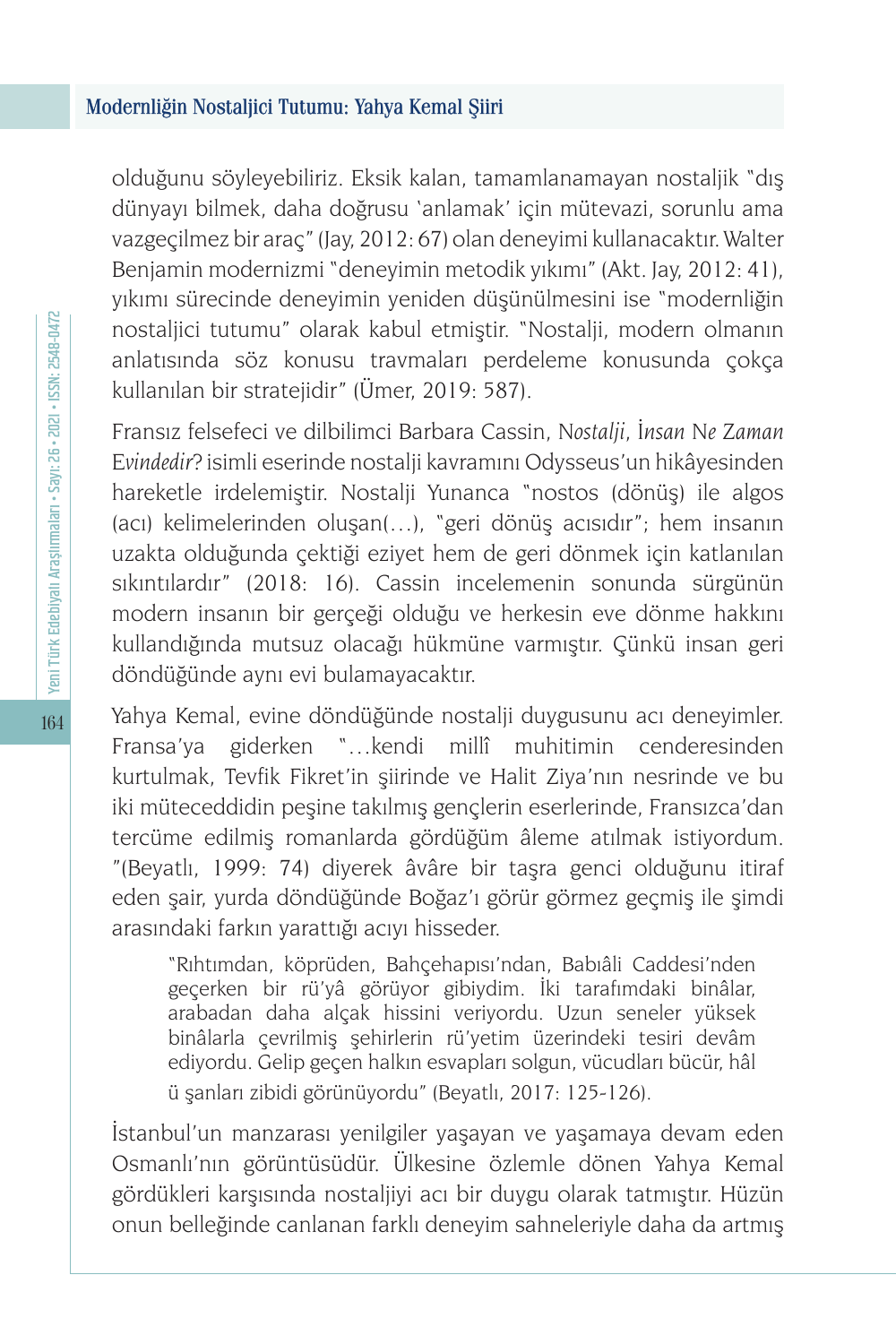olduğunu söyleyebiliriz. Eksik kalan, tamamlanamayan nostaljik "dış dünyayı bilmek, daha doğrusu 'anlamak' için mütevazi, sorunlu ama vazgeçilmez bir araç" (Jay, 2012: 67) olan deneyimi kullanacaktır. Walter Benjamin modernizmi "deneyimin metodik yıkımı" (Akt. Jay, 2012: 41), yıkımı sürecinde deneyimin yeniden düşünülmesini ise "modernliğin nostaljici tutumu" olarak kabul etmiştir. "Nostalji, modern olmanın anlatısında söz konusu travmaları perdeleme konusunda çokça kullanılan bir stratejidir" (Ümer, 2019: 587).

Fransız felsefeci ve dilbilimci Barbara Cassin, *Nostalji, İnsan Ne Zaman Evindedir?* isimli eserinde nostalji kavramını Odysseus'un hikâyesinden hareketle irdelemiştir. Nostalji Yunanca "nostos (dönüş) ile algos (acı) kelimelerinden oluşan(…), "geri dönüş acısıdır"; hem insanın uzakta olduğunda çektiği eziyet hem de geri dönmek için katlanılan sıkıntılardır" (2018: 16). Cassin incelemenin sonunda sürgünün modern insanın bir gerçeği olduğu ve herkesin eve dönme hakkını kullandığında mutsuz olacağı hükmüne varmıştır. Çünkü insan geri döndüğünde aynı evi bulamayacaktır.

Yahya Kemal, evine döndüğünde nostalji duygusunu acı deneyimler. Fransa'ya giderken "…kendi millî muhitimin cenderesinden kurtulmak, Tevfik Fikret'in şiirinde ve Halit Ziya'nın nesrinde ve bu iki müteceddidin peşine takılmış gençlerin eserlerinde, Fransızca'dan tercüme edilmiş romanlarda gördüğüm âleme atılmak istiyordum. "(Beyatlı, 1999: 74) diyerek âvâre bir taşra genci olduğunu itiraf eden şair, yurda döndüğünde Boğaz'ı görür görmez geçmiş ile şimdi arasındaki farkın yarattığı acıyı hisseder.

> "Rıhtımdan, köprüden, Bahçehapısı'ndan, Babıâli Caddesi'nden geçerken bir rü'yâ görüyor gibiydim. İki tarafımdaki binâlar, arabadan daha alçak hissini veriyordu. Uzun seneler yüksek binâlarla çevrilmiş şehirlerin rü'yetim üzerindeki tesiri devâm ediyordu. Gelip geçen halkın esvapları solgun, vücudları bücür, hâl ü şanları zibidi görünüyordu" (Beyatlı, 2017: 125-126).

İstanbul'un manzarası yenilgiler yaşayan ve yaşamaya devam eden Osmanlı'nın görüntüsüdür. Ülkesine özlemle dönen Yahya Kemal gördükleri karşısında nostaljiyi acı bir duygu olarak tatmıştır. Hüzün onun belleğinde canlanan farklı deneyim sahneleriyle daha da artmış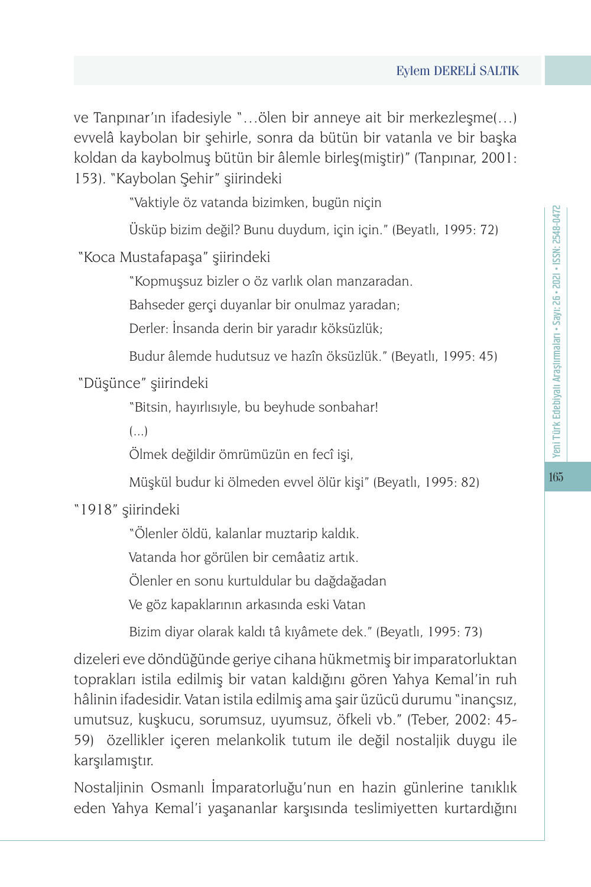ve Tanpınar'ın ifadesiyle "…ölen bir anneye ait bir merkezleşme(…) evvelâ kaybolan bir şehirle, sonra da bütün bir vatanla ve bir başka koldan da kaybolmuş bütün bir âlemle birleş(miştir)" (Tanpınar, 2001: 153). "Kaybolan Şehir" şiirindeki

> "Vaktiyle öz vatanda bizimken, bugün niçin
>
> Üsküp bizim değil? Bunu duydum, için için." (Beyatlı, 1995: 72)

"Koca Mustafapaşa" şiirindeki

> "Kopmuşsuz bizler o öz varlık olan manzaradan.
>
> Bahseder gerçi duyanlar bir onulmaz yaradan;
>
> Derler: İnsanda derin bir yaradır köksüzlük;
>
> Budur âlemde hudutsuz ve hazîn öksüzlük." (Beyatlı, 1995: 45)

"Düşünce" şiirindeki

> "Bitsin, hayırlısıyla, bu beyhude sonbahar!
>
> (…)
>
> Ölmek değildir ömrümüzün en fecî işi,
>
> Müşkül budur ki ölmeden evvel ölür kişi" (Beyatlı, 1995: 82)

"1918" şiirindeki

> "Ölenler öldü, kalanlar muztarip kaldık.
>
> Vatanda hor görülen bir cemâatiz artık.
>
> Ölenler en sonu kurtuldular bu dağdağadan
>
> Ve göz kapaklarının arkasında eski Vatan
>
> Bizim diyar olarak kaldı tâ kıyâmete dek." (Beyatlı, 1995: 73)

dizeleri eve döndüğünde geriye cihana hükmetmiş bir imparatorluktan toprakları istila edilmiş bir vatan kaldığını gören Yahya Kemal'in ruh hâlinin ifadesidir. Vatan istila edilmiş ama şair üzücü durumu "inançsız, umutsuz, kuşkucu, sorumsuz, uyumsuz, öfkeli vb." (Teber, 2002: 45-59) özellikler içeren melankolik tutum ile değil nostaljik duygu ile karşılamıştır.

Nostaljinin Osmanlı İmparatorluğu'nun en hazin günlerine tanıklık eden Yahya Kemal'i yaşananlar karşısında teslimiyetten kurtardığını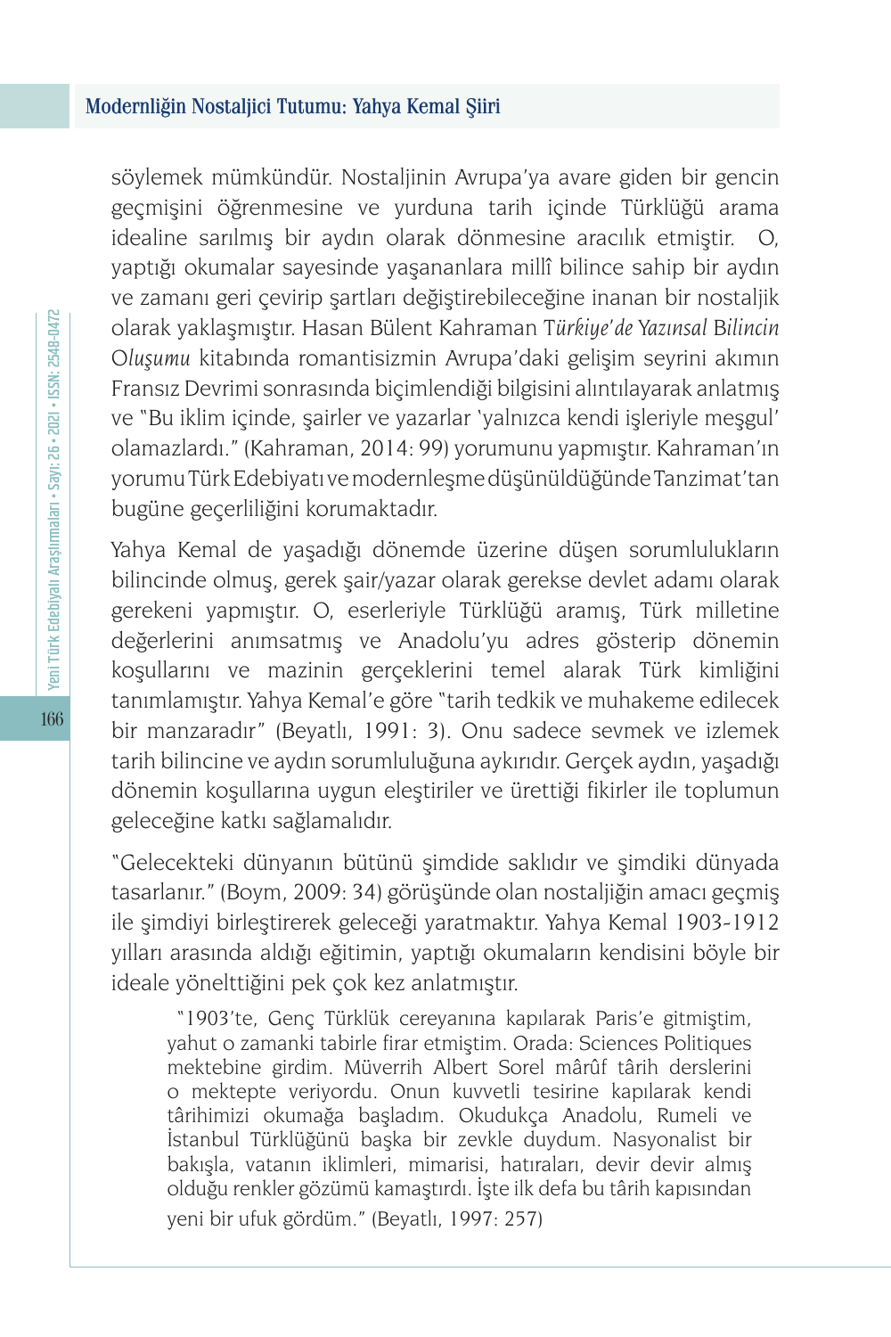söylemek mümkündür. Nostaljinin Avrupa'ya avare giden bir gencin geçmişini öğrenmesine ve yurduna tarih içinde Türklüğü arama idealine sarılmış bir aydın olarak dönmesine aracılık etmiştir. O, yaptığı okumalar sayesinde yaşananlara millî bilince sahip bir aydın ve zamanı geri çevirip şartları değiştirebileceğine inanan bir nostaljik olarak yaklaşmıştır. Hasan Bülent Kahraman *Türkiye'de Yazınsal Bilincin Oluşumu* kitabında romantisizmin Avrupa'daki gelişim seyrini akımın Fransız Devrimi sonrasında biçimlendiği bilgisini alıntılayarak anlatmış ve "Bu iklim içinde, şairler ve yazarlar 'yalnızca kendi işleriyle meşgul' olamazlardı." (Kahraman, 2014: 99) yorumunu yapmıştır. Kahraman'ın yorumu Türk Edebiyatı ve modernleşme düşünüldüğünde Tanzimat'tan bugüne geçerliliğini korumaktadır.

Yahya Kemal de yaşadığı dönemde üzerine düşen sorumlulukların bilincinde olmuş, gerek şair/yazar olarak gerekse devlet adamı olarak gerekeni yapmıştır. O, eserleriyle Türklüğü aramış, Türk milletine değerlerini anımsatmış ve Anadolu'yu adres gösterip dönemin koşullarını ve mazinin gerçeklerini temel alarak Türk kimliğini tanımlamıştır. Yahya Kemal'e göre "tarih tedkik ve muhakeme edilecek bir manzaradır" (Beyatlı, 1991: 3). Onu sadece sevmek ve izlemek tarih bilincine ve aydın sorumluluğuna aykırıdır. Gerçek aydın, yaşadığı dönemin koşullarına uygun eleştiriler ve ürettiği fikirler ile toplumun geleceğine katkı sağlamalıdır.

"Gelecekteki dünyanın bütünü şimdide saklıdır ve şimdiki dünyada tasarlanır." (Boym, 2009: 34) görüşünde olan nostaljiğin amacı geçmiş ile şimdiyi birleştirerek geleceği yaratmaktır. Yahya Kemal 1903-1912 yılları arasında aldığı eğitimin, yaptığı okumaların kendisini böyle bir ideale yönelttiğini pek çok kez anlatmıştır.

> "1903'te, Genç Türklük cereyanına kapılarak Paris'e gitmiştim, yahut o zamanki tabirle firar etmiştim. Orada: Sciences Politiques mektebine girdim. Müverrih Albert Sorel mârûf târih derslerini o mektepte veriyordu. Onun kuvvetli tesirine kapılarak kendi târihimizi okumağa başladım. Okudukça Anadolu, Rumeli ve İstanbul Türklüğünü başka bir zevkle duydum. Nasyonalist bir bakışla, vatanın iklimleri, mimarisi, hatıraları, devir devir almış olduğu renkler gözümü kamaştırdı. İşte ilk defa bu târih kapısından yeni bir ufuk gördüm." (Beyatlı, 1997: 257)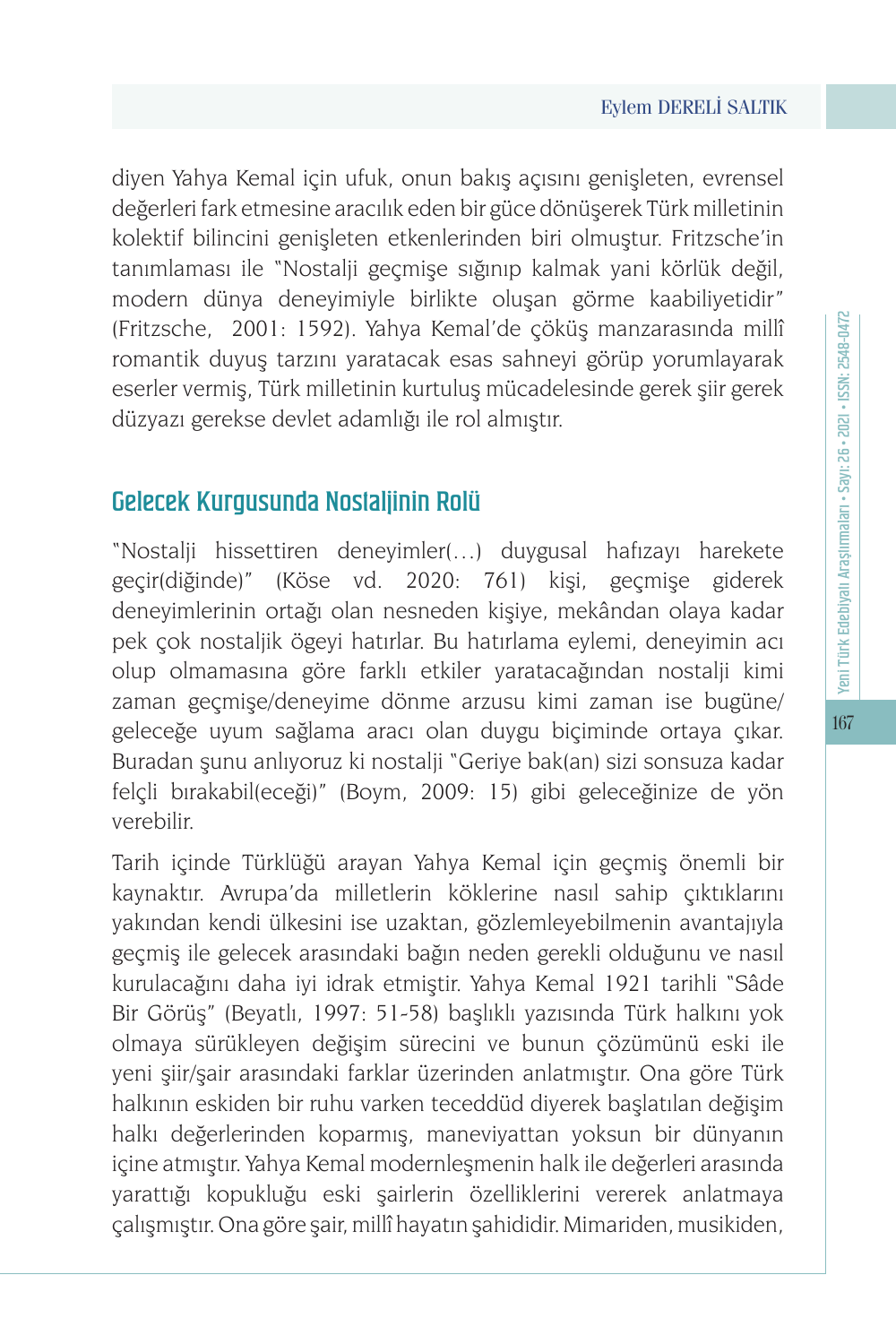diyen Yahya Kemal için ufuk, onun bakış açısını genişleten, evrensel değerleri fark etmesine aracılık eden bir güce dönüşerek Türk milletinin kolektif bilincini genişleten etkenlerinden biri olmuştur. Fritzsche'in tanımlaması ile "Nostalji geçmişe sığınıp kalmak yani körlük değil, modern dünya deneyimiyle birlikte oluşan görme kaabiliyetidir" (Fritzsche, 2001: 1592). Yahya Kemal'de çöküş manzarasında millî romantik duyuş tarzını yaratacak esas sahneyi görüp yorumlayarak eserler vermiş, Türk milletinin kurtuluş mücadelesinde gerek şiir gerek düzyazı gerekse devlet adamlığı ile rol almıştır.

## Gelecek Kurgusunda Nostaljinin Rolü

"Nostalji hissettiren deneyimler(…) duygusal hafızayı harekete geçir(diğinde)" (Köse vd. 2020: 761) kişi, geçmişe giderek deneyimlerinin ortağı olan nesneden kişiye, mekândan olaya kadar pek çok nostaljik ögeyi hatırlar. Bu hatırlama eylemi, deneyimin acı olup olmamasına göre farklı etkiler yaratacağından nostalji kimi zaman geçmişe/deneyime dönme arzusu kimi zaman ise bugüne/geleceğe uyum sağlama aracı olan duygu biçiminde ortaya çıkar. Buradan şunu anlıyoruz ki nostalji "Geriye bak(an) sizi sonsuza kadar felçli bırakabil(eceği)" (Boym, 2009: 15) gibi geleceğinize de yön verebilir.

Tarih içinde Türklüğü arayan Yahya Kemal için geçmiş önemli bir kaynaktır. Avrupa'da milletlerin köklerine nasıl sahip çıktıklarını yakından kendi ülkesini ise uzaktan, gözlemleyebilmenin avantajıyla geçmiş ile gelecek arasındaki bağın neden gerekli olduğunu ve nasıl kurulacağını daha iyi idrak etmiştir. Yahya Kemal 1921 tarihli "Sâde Bir Görüş" (Beyatlı, 1997: 51-58) başlıklı yazısında Türk halkını yok olmaya sürükleyen değişim sürecini ve bunun çözümünü eski ile yeni şiir/şair arasındaki farklar üzerinden anlatmıştır. Ona göre Türk halkının eskiden bir ruhu varken teceddüd diyerek başlatılan değişim halkı değerlerinden koparmış, maneviyattan yoksun bir dünyanın içine atmıştır. Yahya Kemal modernleşmenin halk ile değerleri arasında yarattığı kopukluğu eski şairlerin özelliklerini vererek anlatmaya çalışmıştır. Ona göre şair, millî hayatın şahididir. Mimariden, musikiden,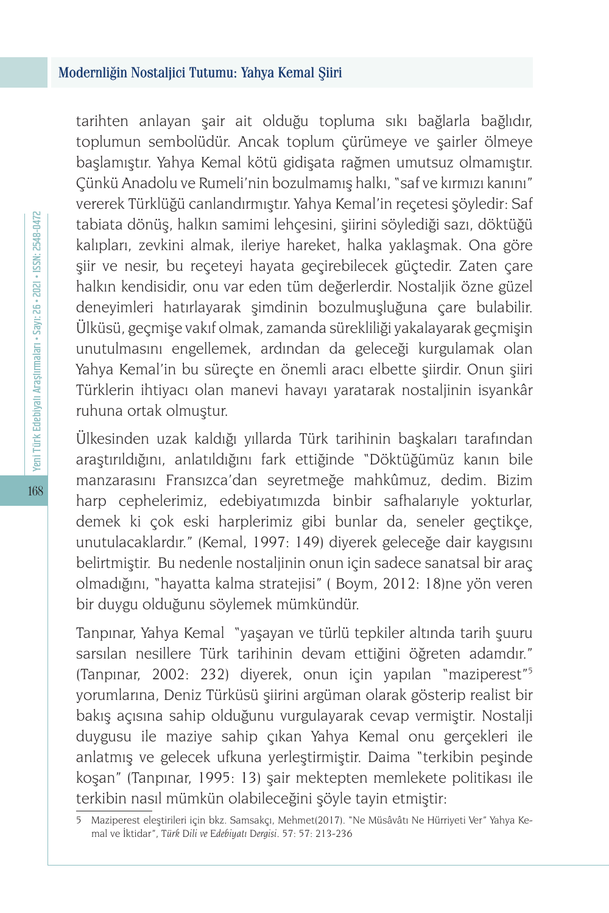tarihten anlayan şair ait olduğu topluma sıkı bağlarla bağlıdır, toplumun sembolüdür. Ancak toplum çürümeye ve şairler ölmeye başlamıştır. Yahya Kemal kötü gidişata rağmen umutsuz olmamıştır. Çünkü Anadolu ve Rumeli'nin bozulmamış halkı, "saf ve kırmızı kanını" vererek Türklüğü canlandırmıştır. Yahya Kemal'in reçetesi şöyledir: Saf tabiata dönüş, halkın samimi lehçesini, şiirini söylediği sazı, döktüğü kalıpları, zevkini almak, ileriye hareket, halka yaklaşmak. Ona göre şiir ve nesir, bu reçeteyi hayata geçirebilecek güçtedir. Zaten çare halkın kendisidir, onu var eden tüm değerlerdir. Nostaljik özne güzel deneyimleri hatırlayarak şimdinin bozulmuşluğuna çare bulabilir. Ülküsü, geçmişe vakıf olmak, zamanda sürekliliği yakalayarak geçmişin unutulmasını engellemek, ardından da geleceği kurgulamak olan Yahya Kemal'in bu süreçte en önemli aracı elbette şiirdir. Onun şiiri Türklerin ihtiyacı olan manevi havayı yaratarak nostaljinin isyankâr ruhuna ortak olmuştur.

Ülkesinden uzak kaldığı yıllarda Türk tarihinin başkaları tarafından araştırıldığını, anlatıldığını fark ettiğinde "Döktüğümüz kanın bile manzarasını Fransızca'dan seyretmeğe mahkûmuz, dedim. Bizim harp cephelerimiz, edebiyatımızda binbir safhalarıyle yokturlar, demek ki çok eski harplerimiz gibi bunlar da, seneler geçtikçe, unutulacaklardır." (Kemal, 1997: 149) diyerek geleceğe dair kaygısını belirtmiştir. Bu nedenle nostaljinin onun için sadece sanatsal bir araç olmadığını, "hayatta kalma stratejisi" ( Boym, 2012: 18)ne yön veren bir duygu olduğunu söylemek mümkündür.

Tanpınar, Yahya Kemal "yaşayan ve türlü tepkiler altında tarih şuuru sarsılan nesillere Türk tarihinin devam ettiğini öğreten adamdır." (Tanpınar, 2002: 232) diyerek, onun için yapılan "maziperest"[5] yorumlarına, Deniz Türküsü şiirini argüman olarak gösterip realist bir bakış açısına sahip olduğunu vurgulayarak cevap vermiştir. Nostalji duygusu ile maziye sahip çıkan Yahya Kemal onu gerçekleri ile anlatmış ve gelecek ufkuna yerleştirmiştir. Daima "terkibin peşinde koşan" (Tanpınar, 1995: 13) şair mektepten memlekete politikası ile terkibin nasıl mümkün olabileceğini şöyle tayin etmiştir:

---

5 Maziperest eleştirileri için bkz. Samsakçı, Mehmet(2017). "Ne Müsâvâtı Ne Hürriyeti Ver" Yahya Kemal ve İktidar", *Türk Dili ve Edebiyatı Dergisi*. 57: 57: 213-236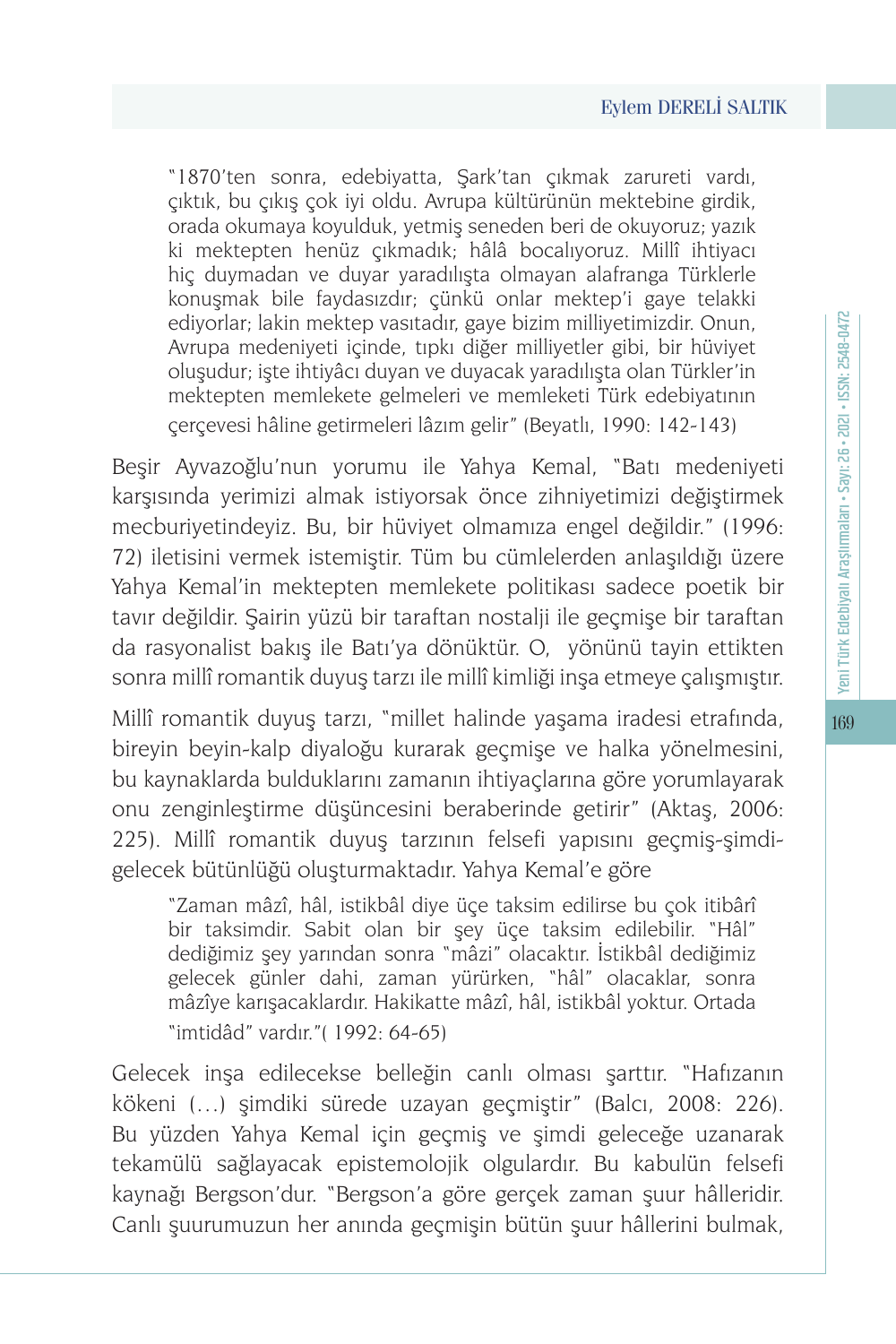> "1870'ten sonra, edebiyatta, Şark'tan çıkmak zarureti vardı, çıktık, bu çıkış çok iyi oldu. Avrupa kültürünün mektebine girdik, orada okumaya koyulduk, yetmiş seneden beri de okuyoruz; yazık ki mektepten henüz çıkmadık; hâlâ bocalıyoruz. Millî ihtiyacı hiç duymadan ve duyar yaradılışta olmayan alafranga Türklerle konuşmak bile faydasızdır; çünkü onlar mektep'i gaye telakki ediyorlar; lakin mektep vasıtadır, gaye bizim milliyetimizdir. Onun, Avrupa medeniyeti içinde, tıpkı diğer milliyetler gibi, bir hüviyet oluşudur; işte ihtiyâcı duyan ve duyacak yaradılışta olan Türkler'in mektepten memlekete gelmeleri ve memleketi Türk edebiyatının çerçevesi hâline getirmeleri lâzım gelir" (Beyatlı, 1990: 142-143)

Beşir Ayvazoğlu'nun yorumu ile Yahya Kemal, "Batı medeniyeti karşısında yerimizi almak istiyorsak önce zihniyetimizi değiştirmek mecburiyetindeyiz. Bu, bir hüviyet olmamıza engel değildir." (1996: 72) iletisini vermek istemiştir. Tüm bu cümlelerden anlaşıldığı üzere Yahya Kemal'in mektepten memlekete politikası sadece poetik bir tavır değildir. Şairin yüzü bir taraftan nostalji ile geçmişe bir taraftan da rasyonalist bakış ile Batı'ya dönüktür. O, yönünü tayin ettikten sonra millî romantik duyuş tarzı ile millî kimliği inşa etmeye çalışmıştır.

Millî romantik duyuş tarzı, "millet halinde yaşama iradesi etrafında, bireyin beyin-kalp diyaloğu kurarak geçmişe ve halka yönelmesini, bu kaynaklarda bulduklarını zamanın ihtiyaçlarına göre yorumlayarak onu zenginleştirme düşüncesini beraberinde getirir" (Aktaş, 2006: 225). Millî romantik duyuş tarzının felsefi yapısını geçmiş-şimdi-gelecek bütünlüğü oluşturmaktadır. Yahya Kemal'e göre

> "Zaman mâzî, hâl, istikbâl diye üçe taksim edilirse bu çok itibârî bir taksimdir. Sabit olan bir şey üçe taksim edilebilir. "Hâl" dediğimiz şey yarından sonra "mâzi" olacaktır. İstikbâl dediğimiz gelecek günler dahi, zaman yürürken, "hâl" olacaklar, sonra mâzîye karışacaklardır. Hakikatte mâzî, hâl, istikbâl yoktur. Ortada "imtidâd" vardır."( 1992: 64-65)

Gelecek inşa edilecekse belleğin canlı olması şarttır. "Hafızanın kökeni (…) şimdiki sürede uzayan geçmiştir" (Balcı, 2008: 226). Bu yüzden Yahya Kemal için geçmiş ve şimdi geleceğe uzanarak tekamülü sağlayacak epistemolojik olgulardır. Bu kabulün felsefi kaynağı Bergson'dur. "Bergson'a göre gerçek zaman şuur hâlleridir. Canlı şuurumuzun her anında geçmişin bütün şuur hâllerini bulmak,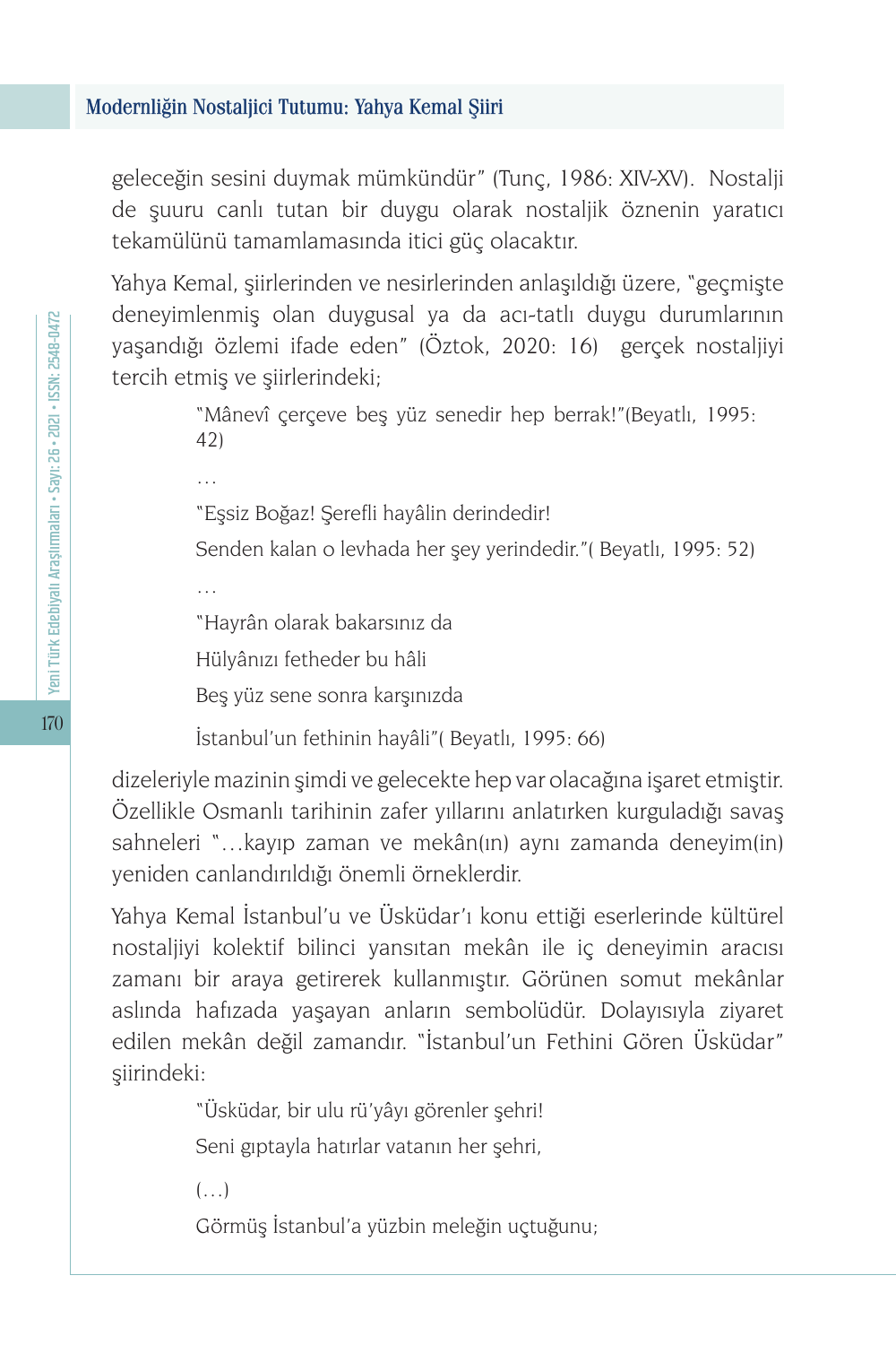geleceğin sesini duymak mümkündür" (Tunç, 1986: XIV-XV). Nostalji de şuuru canlı tutan bir duygu olarak nostaljik öznenin yaratıcı tekamülünü tamamlamasında itici güç olacaktır.

Yahya Kemal, şiirlerinden ve nesirlerinden anlaşıldığı üzere, "geçmişte deneyimlenmiş olan duygusal ya da acı-tatlı duygu durumlarının yaşandığı özlemi ifade eden" (Öztok, 2020: 16) gerçek nostaljiyi tercih etmiş ve şiirlerindeki;

> "Mânevî çerçeve beş yüz senedir hep berrak!"(Beyatlı, 1995: 42)
>
> …
>
> "Eşsiz Boğaz! Şerefli hayâlin derindedir!
>
> Senden kalan o levhada her şey yerindedir."( Beyatlı, 1995: 52)
>
> …
>
> "Hayrân olarak bakarsınız da
>
> Hülyânızı fetheder bu hâli
>
> Beş yüz sene sonra karşınızda
>
> İstanbul'un fethinin hayâli"( Beyatlı, 1995: 66)

dizeleriyle mazinin şimdi ve gelecekte hep var olacağına işaret etmiştir. Özellikle Osmanlı tarihinin zafer yıllarını anlatırken kurguladığı savaş sahneleri "…kayıp zaman ve mekân(ın) aynı zamanda deneyim(in) yeniden canlandırıldığı önemli örneklerdir.

Yahya Kemal İstanbul'u ve Üsküdar'ı konu ettiği eserlerinde kültürel nostaljiyi kolektif bilinci yansıtan mekân ile iç deneyimin aracısı zamanı bir araya getirerek kullanmıştır. Görünen somut mekânlar aslında hafızada yaşayan anların sembolüdür. Dolayısıyla ziyaret edilen mekân değil zamandır. "İstanbul'un Fethini Gören Üsküdar" şiirindeki:

> "Üsküdar, bir ulu rü'yâyı görenler şehri!
>
> Seni gıptayla hatırlar vatanın her şehri,
>
> (…)
>
> Görmüş İstanbul'a yüzbin meleğin uçtuğunu;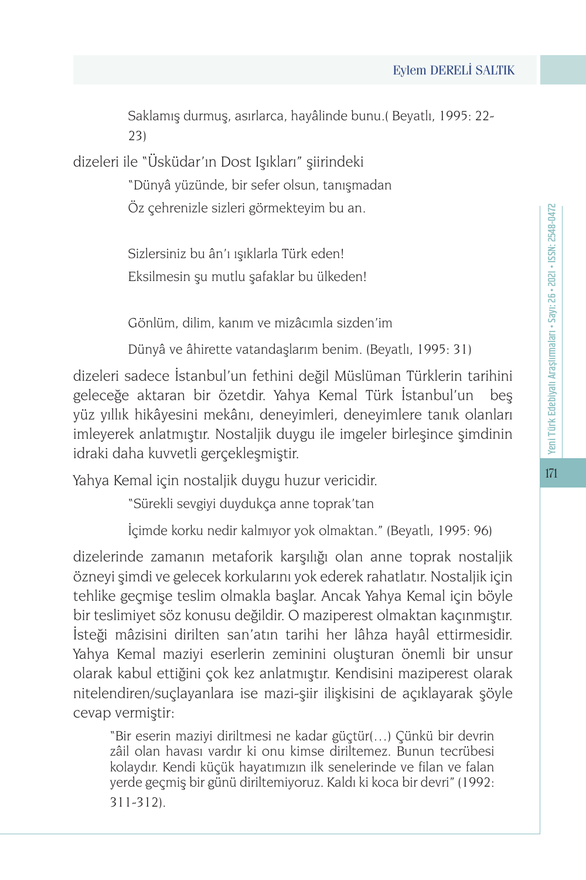> Saklamış durmuş, asırlarca, hayâlinde bunu.( Beyatlı, 1995: 22-23)

dizeleri ile "Üsküdar'ın Dost Işıkları" şiirindeki

> "Dünyâ yüzünde, bir sefer olsun, tanışmadan
> Öz çehrenizle sizleri görmekteyim bu an.
>
> Sizlersiniz bu ân'ı ışıklarla Türk eden!
> Eksilmesin şu mutlu şafaklar bu ülkeden!
>
> Gönlüm, dilim, kanım ve mizâcımla sizden'im
> Dünyâ ve âhirette vatandaşlarım benim. (Beyatlı, 1995: 31)

dizeleri sadece İstanbul'un fethini değil Müslüman Türklerin tarihini geleceğe aktaran bir özetdir. Yahya Kemal Türk İstanbul'un beş yüz yıllık hikâyesini mekânı, deneyimleri, deneyimlere tanık olanları imleyerek anlatmıştır. Nostaljik duygu ile imgeler birleşince şimdinin idraki daha kuvvetli gerçekleşmiştir.

Yahya Kemal için nostaljik duygu huzur vericidir.

> "Sürekli sevgiyi duydukça anne toprak'tan
> İçimde korku nedir kalmıyor yok olmaktan." (Beyatlı, 1995: 96)

dizelerinde zamanın metaforik karşılığı olan anne toprak nostaljik özneyi şimdi ve gelecek korkularını yok ederek rahatlatır. Nostaljik için tehlike geçmişe teslim olmakla başlar. Ancak Yahya Kemal için böyle bir teslimiyet söz konusu değildir. O maziperest olmaktan kaçınmıştır. İsteği mâzisini dirilten san'atın tarihi her lâhza hayâl ettirmesidir. Yahya Kemal maziyi eserlerin zeminini oluşturan önemli bir unsur olarak kabul ettiğini çok kez anlatmıştır. Kendisini maziperest olarak nitelendiren/suçlayanlara ise mazi-şiir ilişkisini de açıklayarak şöyle cevap vermiştir:

> "Bir eserin maziyi diriltmesi ne kadar güçtür(…) Çünkü bir devrin zâil olan havası vardır ki onu kimse diriltemez. Bunun tecrübesi kolaydır. Kendi küçük hayatımızın ilk senelerinde ve filan ve falan yerde geçmiş bir günü diriltemiyoruz. Kaldı ki koca bir devri" (1992: 311-312).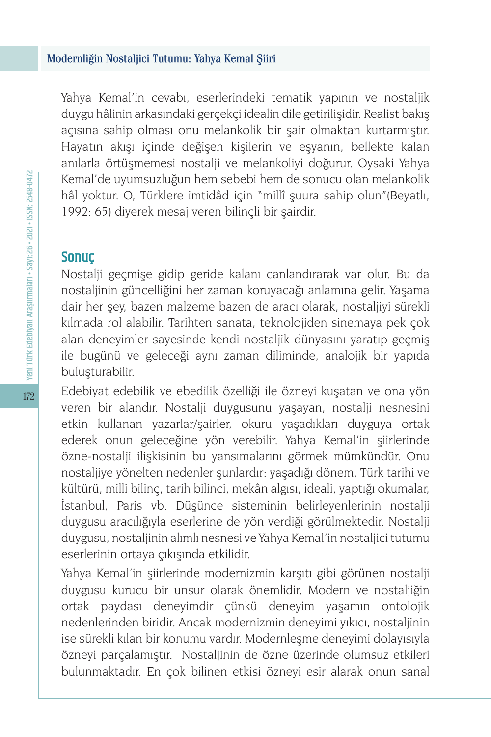Yahya Kemal'in cevabı, eserlerindeki tematik yapının ve nostaljik duygu hâlinin arkasındaki gerçekçi idealin dile getirilişidir. Realist bakış açısına sahip olması onu melankolik bir şair olmaktan kurtarmıştır. Hayatın akışı içinde değişen kişilerin ve eşyanın, bellekte kalan anılarla örtüşmemesi nostalji ve melankoliyi doğurur. Oysaki Yahya Kemal'de uyumsuzluğun hem sebebi hem de sonucu olan melankolik hâl yoktur. O, Türklere imtidâd için "millî şuura sahip olun"(Beyatlı, 1992: 65) diyerek mesaj veren bilinçli bir şairdir.

## Sonuç

Nostalji geçmişe gidip geride kalanı canlandırarak var olur. Bu da nostaljinin güncelliğini her zaman koruyacağı anlamına gelir. Yaşama dair her şey, bazen malzeme bazen de aracı olarak, nostaljiyi sürekli kılmada rol alabilir. Tarihten sanata, teknolojiden sinemaya pek çok alan deneyimler sayesinde kendi nostaljik dünyasını yaratıp geçmiş ile bugünü ve geleceği aynı zaman diliminde, analojik bir yapıda buluşturabilir.

Edebiyat edebilik ve ebedilik özelliği ile özneyi kuşatan ve ona yön veren bir alandır. Nostalji duygusunu yaşayan, nostalji nesnesini etkin kullanan yazarlar/şairler, okuru yaşadıkları duyguya ortak ederek onun geleceğine yön verebilir. Yahya Kemal'in şiirlerinde özne-nostalji ilişkisinin bu yansımalarını görmek mümkündür. Onu nostaljiye yönelten nedenler şunlardır: yaşadığı dönem, Türk tarihi ve kültürü, milli bilinç, tarih bilinci, mekân algısı, ideali, yaptığı okumalar, İstanbul, Paris vb. Düşünce sisteminin belirleyenlerinin nostalji duygusu aracılığıyla eserlerine de yön verdiği görülmektedir. Nostalji duygusu, nostaljinin alımlı nesnesi ve Yahya Kemal'in nostaljici tutumu eserlerinin ortaya çıkışında etkilidir.

Yahya Kemal'in şiirlerinde modernizmin karşıtı gibi görünen nostalji duygusu kurucu bir unsur olarak önemlidir. Modern ve nostaljiğin ortak paydası deneyimdir çünkü deneyim yaşamın ontolojik nedenlerinden biridir. Ancak modernizmin deneyimi yıkıcı, nostaljinin ise sürekli kılan bir konumu vardır. Modernleşme deneyimi dolayısıyla özneyi parçalamıştır. Nostaljinin de özne üzerinde olumsuz etkileri bulunmaktadır. En çok bilinen etkisi özneyi esir alarak onun sanal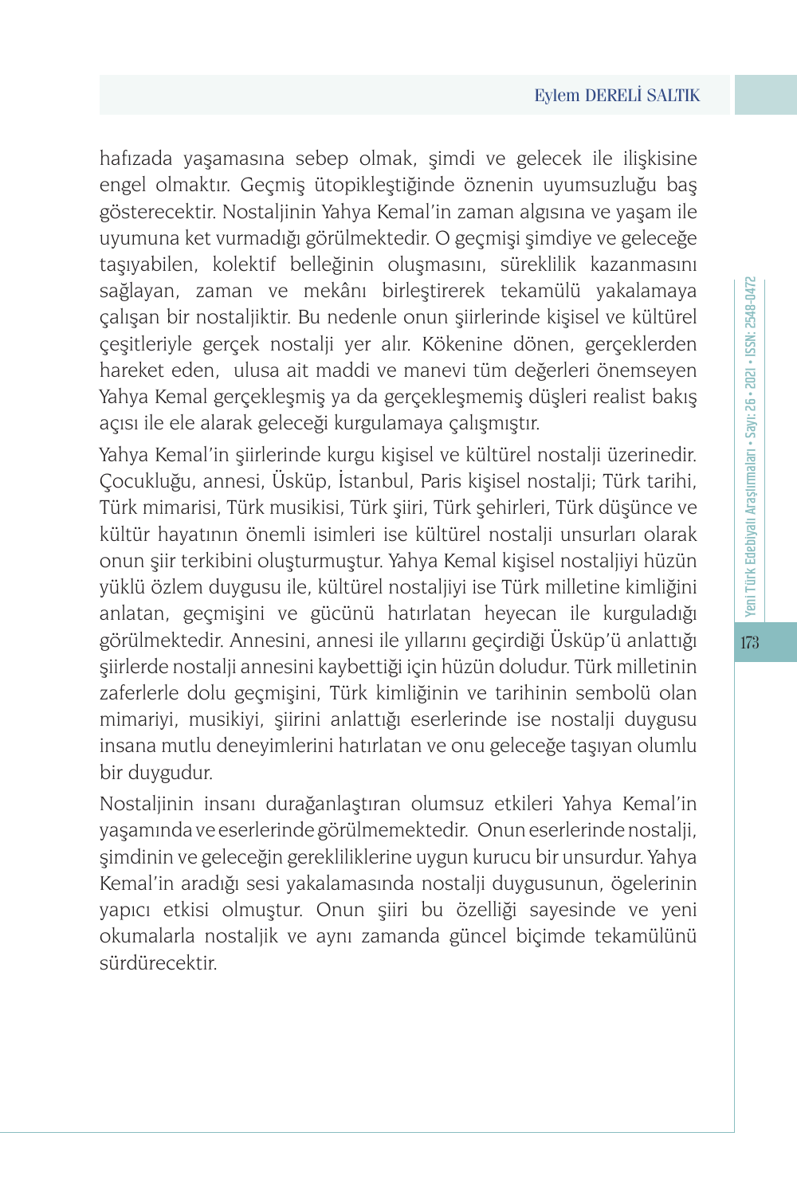hafızada yaşamasına sebep olmak, şimdi ve gelecek ile ilişkisine engel olmaktır. Geçmiş ütopikleştiğinde öznenin uyumsuzluğu baş gösterecektir. Nostaljinin Yahya Kemal'in zaman algısına ve yaşam ile uyumuna ket vurmadığı görülmektedir. O geçmişi şimdiye ve geleceğe taşıyabilen, kolektif belleğinin oluşmasını, süreklilik kazanmasını sağlayan, zaman ve mekânı birleştirerek tekamülü yakalamaya çalışan bir nostaljiktir. Bu nedenle onun şiirlerinde kişisel ve kültürel çeşitleriyle gerçek nostalji yer alır. Kökenine dönen, gerçeklerden hareket eden, ulusa ait maddi ve manevi tüm değerleri önemseyen Yahya Kemal gerçekleşmiş ya da gerçekleşmemiş düşleri realist bakış açısı ile ele alarak geleceği kurgulamaya çalışmıştır.

Yahya Kemal'in şiirlerinde kurgu kişisel ve kültürel nostalji üzerinedir. Çocukluğu, annesi, Üsküp, İstanbul, Paris kişisel nostalji; Türk tarihi, Türk mimarisi, Türk musikisi, Türk şiiri, Türk şehirleri, Türk düşünce ve kültür hayatının önemli isimleri ise kültürel nostalji unsurları olarak onun şiir terkibini oluşturmuştur. Yahya Kemal kişisel nostaljiyi hüzün yüklü özlem duygusu ile, kültürel nostaljiyi ise Türk milletine kimliğini anlatan, geçmişini ve gücünü hatırlatan heyecan ile kurguladığı görülmektedir. Annesini, annesi ile yıllarını geçirdiği Üsküp'ü anlattığı şiirlerde nostalji annesini kaybettiği için hüzün doludur. Türk milletinin zaferlerle dolu geçmişini, Türk kimliğinin ve tarihinin sembolü olan mimariyi, musikiyi, şiirini anlattığı eserlerinde ise nostalji duygusu insana mutlu deneyimlerini hatırlatan ve onu geleceğe taşıyan olumlu bir duygudur.

Nostaljinin insanı durağanlaştıran olumsuz etkileri Yahya Kemal'in yaşamında ve eserlerinde görülmemektedir. Onun eserlerinde nostalji, şimdinin ve geleceğin gerekliliklerine uygun kurucu bir unsurdur. Yahya Kemal'in aradığı sesi yakalamasında nostalji duygusunun, ögelerinin yapıcı etkisi olmuştur. Onun şiiri bu özelliği sayesinde ve yeni okumalarla nostaljik ve aynı zamanda güncel biçimde tekamülünü sürdürecektir.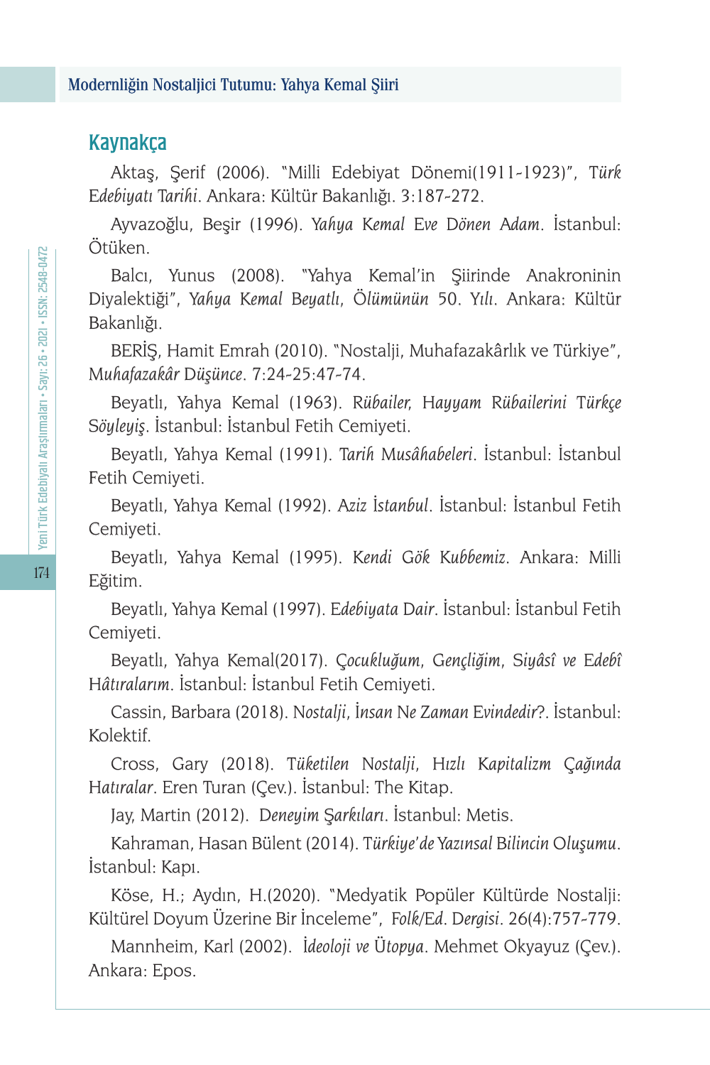## Kaynakça

Aktaş, Şerif (2006). "Milli Edebiyat Dönemi(1911-1923)", *Türk Edebiyatı Tarihi*. Ankara: Kültür Bakanlığı. 3:187-272.

Ayvazoğlu, Beşir (1996). *Yahya Kemal Eve Dönen Adam*. İstanbul: Ötüken.

Balcı, Yunus (2008). "Yahya Kemal'in Şiirinde Anakroninin Diyalektiği", *Yahya Kemal Beyatlı, Ölümünün 50. Yılı*. Ankara: Kültür Bakanlığı.

BERİŞ, Hamit Emrah (2010). "Nostalji, Muhafazakârlık ve Türkiye", *Muhafazakâr Düşünce*. 7:24-25:47-74.

Beyatlı, Yahya Kemal (1963). *Rübailer, Hayyam Rübailerini Türkçe Söyleyiş*. İstanbul: İstanbul Fetih Cemiyeti.

Beyatlı, Yahya Kemal (1991). *Tarih Musâhabeleri*. İstanbul: İstanbul Fetih Cemiyeti.

Beyatlı, Yahya Kemal (1992). *Aziz İstanbul*. İstanbul: İstanbul Fetih Cemiyeti.

Beyatlı, Yahya Kemal (1995). *Kendi Gök Kubbemiz*. Ankara: Milli Eğitim.

Beyatlı, Yahya Kemal (1997). *Edebiyata Dair*. İstanbul: İstanbul Fetih Cemiyeti.

Beyatlı, Yahya Kemal(2017). *Çocukluğum, Gençliğim, Siyâsî ve Edebî Hâtıralarım*. İstanbul: İstanbul Fetih Cemiyeti.

Cassin, Barbara (2018). *Nostalji, İnsan Ne Zaman Evindedir?*. İstanbul: Kolektif.

Cross, Gary (2018). *Tüketilen Nostalji, Hızlı Kapitalizm Çağında Hatıralar*. Eren Turan (Çev.). İstanbul: The Kitap.

Jay, Martin (2012). *Deneyim Şarkıları*. İstanbul: Metis.

Kahraman, Hasan Bülent (2014). *Türkiye'de Yazınsal Bilincin Oluşumu*. İstanbul: Kapı.

Köse, H.; Aydın, H.(2020). "Medyatik Popüler Kültürde Nostalji: Kültürel Doyum Üzerine Bir İnceleme", *Folk/Ed. Dergisi*. 26(4):757-779.

Mannheim, Karl (2002). *İdeoloji ve Ütopya*. Mehmet Okyayuz (Çev.). Ankara: Epos.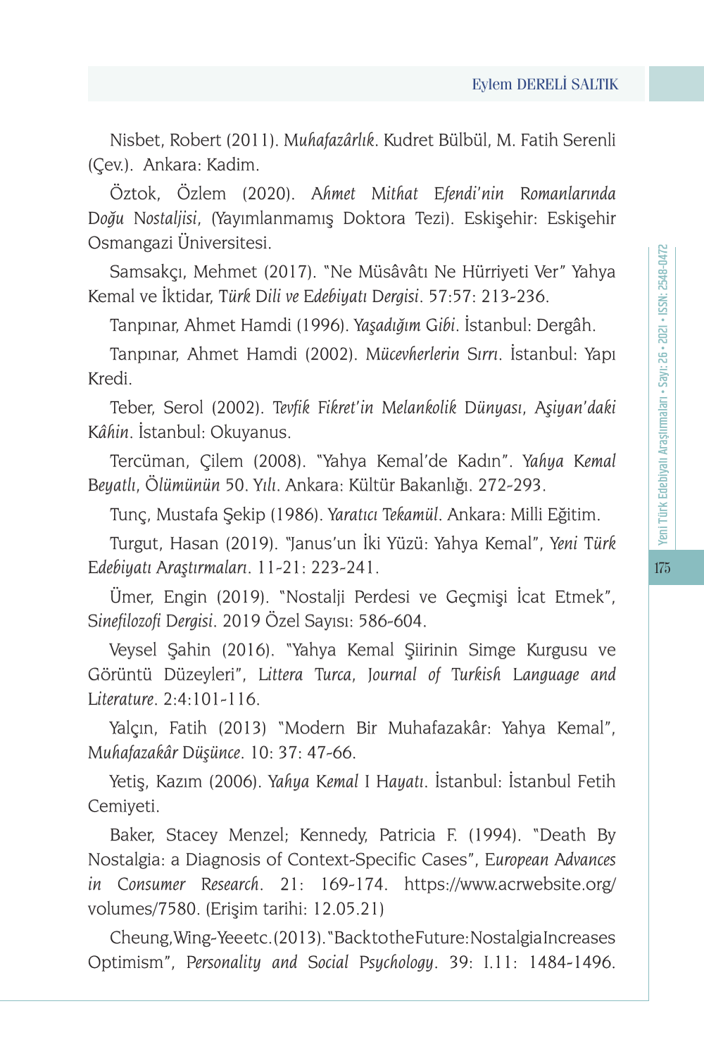Nisbet, Robert (2011). *Muhafazârlık*. Kudret Bülbül, M. Fatih Serenli (Çev.). Ankara: Kadim.

Öztok, Özlem (2020). *Ahmet Mithat Efendi'nin Romanlarında Doğu Nostaljisi*, (Yayımlanmamış Doktora Tezi). Eskişehir: Eskişehir Osmangazi Üniversitesi.

Samsakçı, Mehmet (2017). "Ne Müsâvâtı Ne Hürriyeti Ver" Yahya Kemal ve İktidar, *Türk Dili ve Edebiyatı Dergisi*. 57:57: 213-236.

Tanpınar, Ahmet Hamdi (1996). *Yaşadığım Gibi*. İstanbul: Dergâh.

Tanpınar, Ahmet Hamdi (2002). *Mücevherlerin Sırrı*. İstanbul: Yapı Kredi.

Teber, Serol (2002). *Tevfik Fikret'in Melankolik Dünyası, Aşiyan'daki Kâhin*. İstanbul: Okuyanus.

Tercüman, Çilem (2008). "Yahya Kemal'de Kadın". *Yahya Kemal Beyatlı, Ölümünün 50. Yılı*. Ankara: Kültür Bakanlığı. 272-293.

Tunç, Mustafa Şekip (1986). *Yaratıcı Tekamül*. Ankara: Milli Eğitim.

Turgut, Hasan (2019). "Janus'un İki Yüzü: Yahya Kemal", *Yeni Türk Edebiyatı Araştırmaları*. 11-21: 223-241.

Ümer, Engin (2019). "Nostalji Perdesi ve Geçmişi İcat Etmek", *Sinefilozofi Dergisi*. 2019 Özel Sayısı: 586-604.

Veysel Şahin (2016). "Yahya Kemal Şiirinin Simge Kurgusu ve Görüntü Düzeyleri", *Littera Turca, Journal of Turkish Language and Literature*. 2:4:101-116.

Yalçın, Fatih (2013) "Modern Bir Muhafazakâr: Yahya Kemal", *Muhafazakâr Düşünce*. 10: 37: 47-66.

Yetiş, Kazım (2006). *Yahya Kemal I Hayatı*. İstanbul: İstanbul Fetih Cemiyeti.

Baker, Stacey Menzel; Kennedy, Patricia F. (1994). "Death By Nostalgia: a Diagnosis of Context-Specific Cases", *European Advances in Consumer Research*. 21: 169-174. https://www.acrwebsite.org/volumes/7580. (Erişim tarihi: 12.05.21)

Cheung, Wing-Yee etc. (2013). "Back to the Future: Nostalgia Increases Optimism", *Personality and Social Psychology*. 39: I.11: 1484-1496.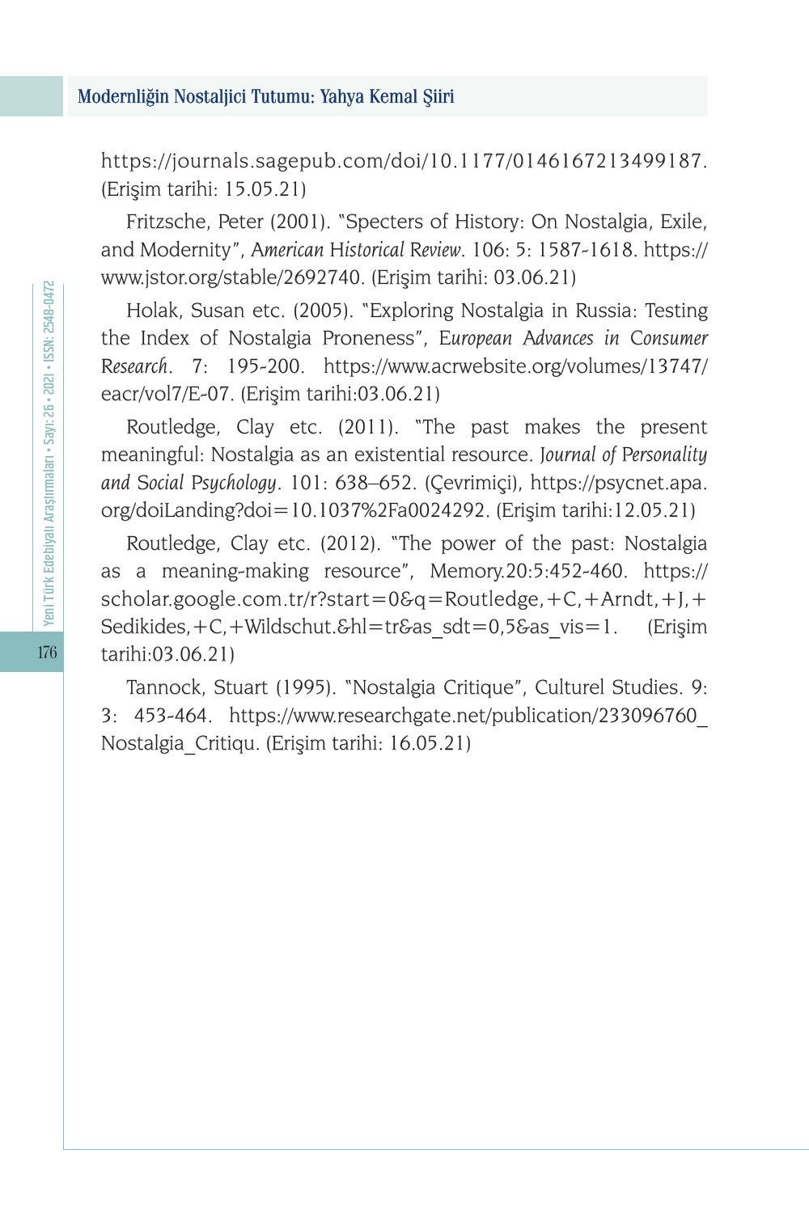https://journals.sagepub.com/doi/10.1177/0146167213499187. (Erişim tarihi: 15.05.21)

Fritzsche, Peter (2001). "Specters of History: On Nostalgia, Exile, and Modernity", *American Historical Review*. 106: 5: 1587-1618. https://www.jstor.org/stable/2692740. (Erişim tarihi: 03.06.21)

Holak, Susan etc. (2005). "Exploring Nostalgia in Russia: Testing the Index of Nostalgia Proneness", *European Advances in Consumer Research*. 7: 195-200. https://www.acrwebsite.org/volumes/13747/eacr/vol7/E-07. (Erişim tarihi:03.06.21)

Routledge, Clay etc. (2011). "The past makes the present meaningful: Nostalgia as an existential resource. *Journal of Personality and Social Psychology*. 101: 638–652. (Çevrimiçi), https://psycnet.apa.org/doiLanding?doi=10.1037%2Fa0024292. (Erişim tarihi:12.05.21)

Routledge, Clay etc. (2012). "The power of the past: Nostalgia as a meaning-making resource", Memory.20:5:452-460. https://scholar.google.com.tr/r?start=0&q=Routledge,+C,+Arndt,+J,+Sedikides,+C,+Wildschut.&hl=tr&as_sdt=0,5&as_vis=1. (Erişim tarihi:03.06.21)

Tannock, Stuart (1995). "Nostalgia Critique", Culturel Studies. 9: 3: 453-464. https://www.researchgate.net/publication/233096760_Nostalgia_Critiqu. (Erişim tarihi: 16.05.21)